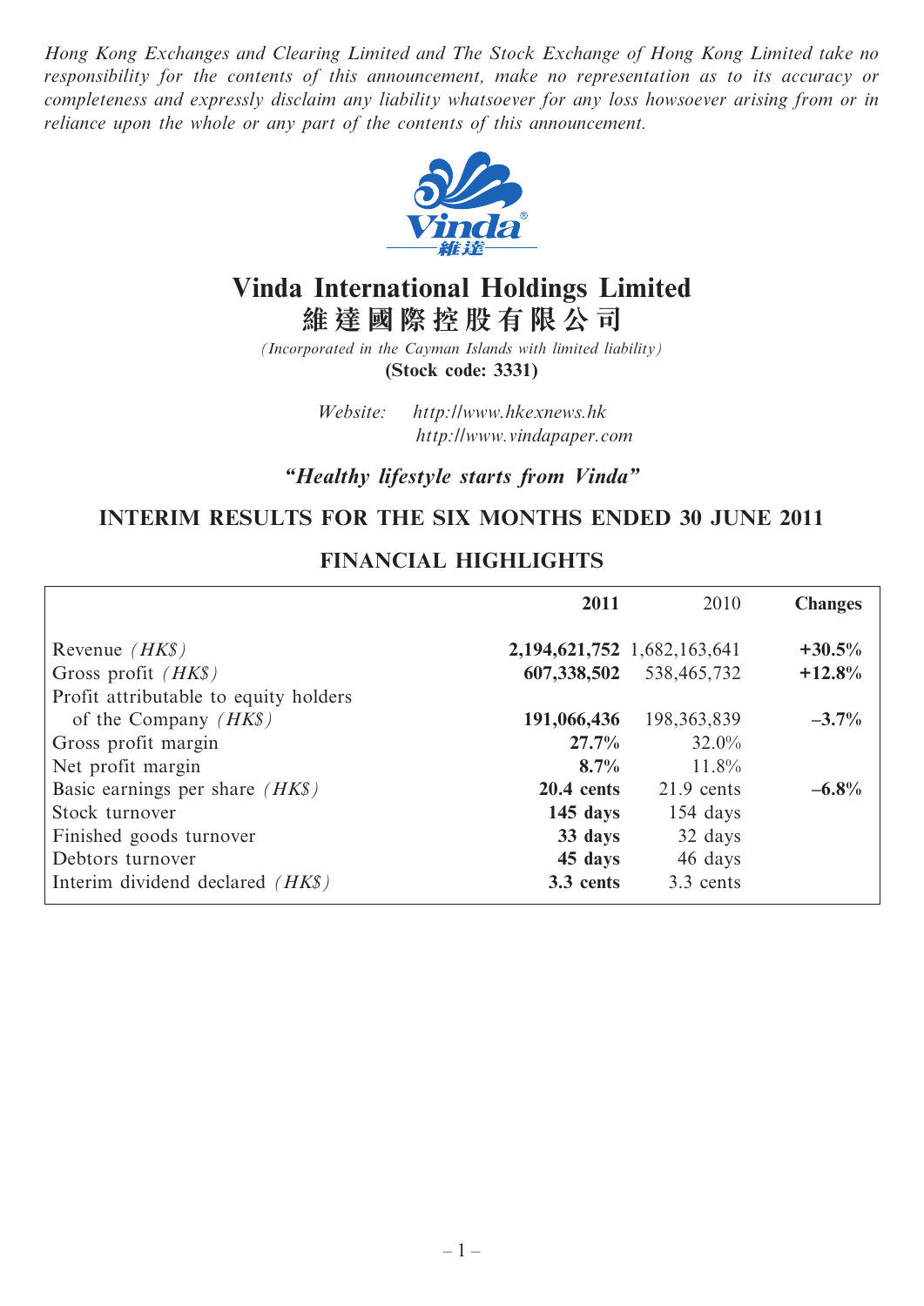*Hong Kong Exchanges and Clearing Limited and The Stock Exchange of Hong Kong Limited take no responsibility for the contents of this announcement, make no representation as to its accuracy or completeness and expressly disclaim any liability whatsoever for any loss howsoever arising from or in reliance upon the whole or any part of the contents of this announcement.*

# Vinda International Holdings Limited
# 維達國際控股有限公司

*(Incorporated in the Cayman Islands with limited liability)*
**(Stock code: 3331)**

*Website: http://www.hkexnews.hk*
*http://www.vindapaper.com*

***"Healthy lifestyle starts from Vinda"***

## INTERIM RESULTS FOR THE SIX MONTHS ENDED 30 JUNE 2011

## FINANCIAL HIGHLIGHTS

| | **2011** | 2010 | **Changes** |
|---|---|---|---|
| Revenue *(HK$)* | **2,194,621,752** | 1,682,163,641 | **+30.5%** |
| Gross profit *(HK$)* | **607,338,502** | 538,465,732 | **+12.8%** |
| Profit attributable to equity holders of the Company *(HK$)* | **191,066,436** | 198,363,839 | **–3.7%** |
| Gross profit margin | **27.7%** | 32.0% | |
| Net profit margin | **8.7%** | 11.8% | |
| Basic earnings per share *(HK$)* | **20.4 cents** | 21.9 cents | **–6.8%** |
| Stock turnover | **145 days** | 154 days | |
| Finished goods turnover | **33 days** | 32 days | |
| Debtors turnover | **45 days** | 46 days | |
| Interim dividend declared *(HK$)* | **3.3 cents** | 3.3 cents | |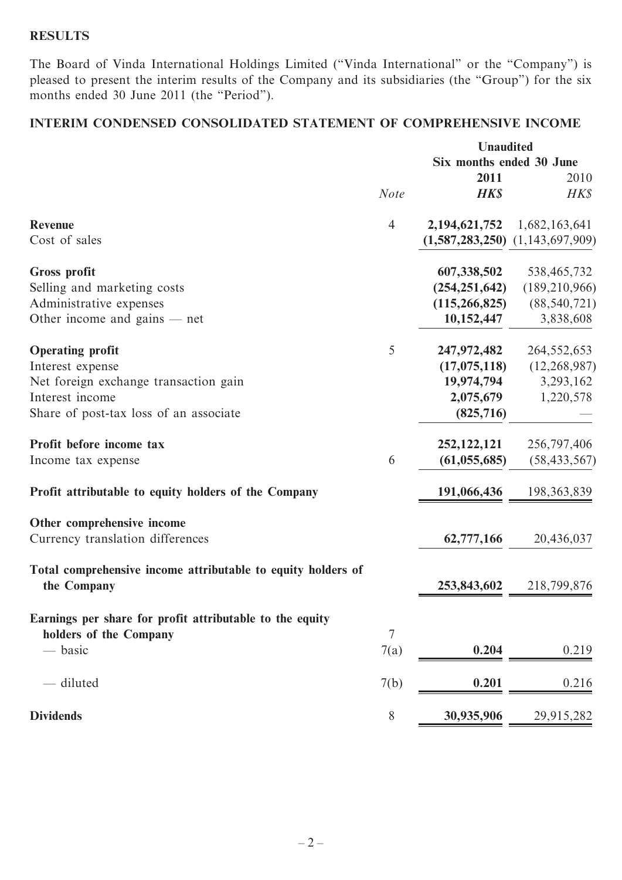## RESULTS

The Board of Vinda International Holdings Limited ("Vinda International" or the "Company") is pleased to present the interim results of the Company and its subsidiaries (the "Group") for the six months ended 30 June 2011 (the "Period").

## INTERIM CONDENSED CONSOLIDATED STATEMENT OF COMPREHENSIVE INCOME

| | *Note* | **Unaudited** Six months ended 30 June **2011** ***HK$*** | 2010 *HK$* |
|---|---|---|---|
| **Revenue** | 4 | **2,194,621,752** | 1,682,163,641 |
| Cost of sales | | **(1,587,283,250)** | (1,143,697,909) |
| **Gross profit** | | **607,338,502** | 538,465,732 |
| Selling and marketing costs | | **(254,251,642)** | (189,210,966) |
| Administrative expenses | | **(115,266,825)** | (88,540,721) |
| Other income and gains — net | | **10,152,447** | 3,838,608 |
| **Operating profit** | 5 | **247,972,482** | 264,552,653 |
| Interest expense | | **(17,075,118)** | (12,268,987) |
| Net foreign exchange transaction gain | | **19,974,794** | 3,293,162 |
| Interest income | | **2,075,679** | 1,220,578 |
| Share of post-tax loss of an associate | | **(825,716)** | — |
| **Profit before income tax** | | **252,122,121** | 256,797,406 |
| Income tax expense | 6 | **(61,055,685)** | (58,433,567) |
| **Profit attributable to equity holders of the Company** | | **191,066,436** | 198,363,839 |
| **Other comprehensive income** | | | |
| Currency translation differences | | **62,777,166** | 20,436,037 |
| **Total comprehensive income attributable to equity holders of the Company** | | **253,843,602** | 218,799,876 |
| **Earnings per share for profit attributable to the equity holders of the Company** | 7 | | |
| — basic | 7(a) | **0.204** | 0.219 |
| — diluted | 7(b) | **0.201** | 0.216 |
| **Dividends** | 8 | **30,935,906** | 29,915,282 |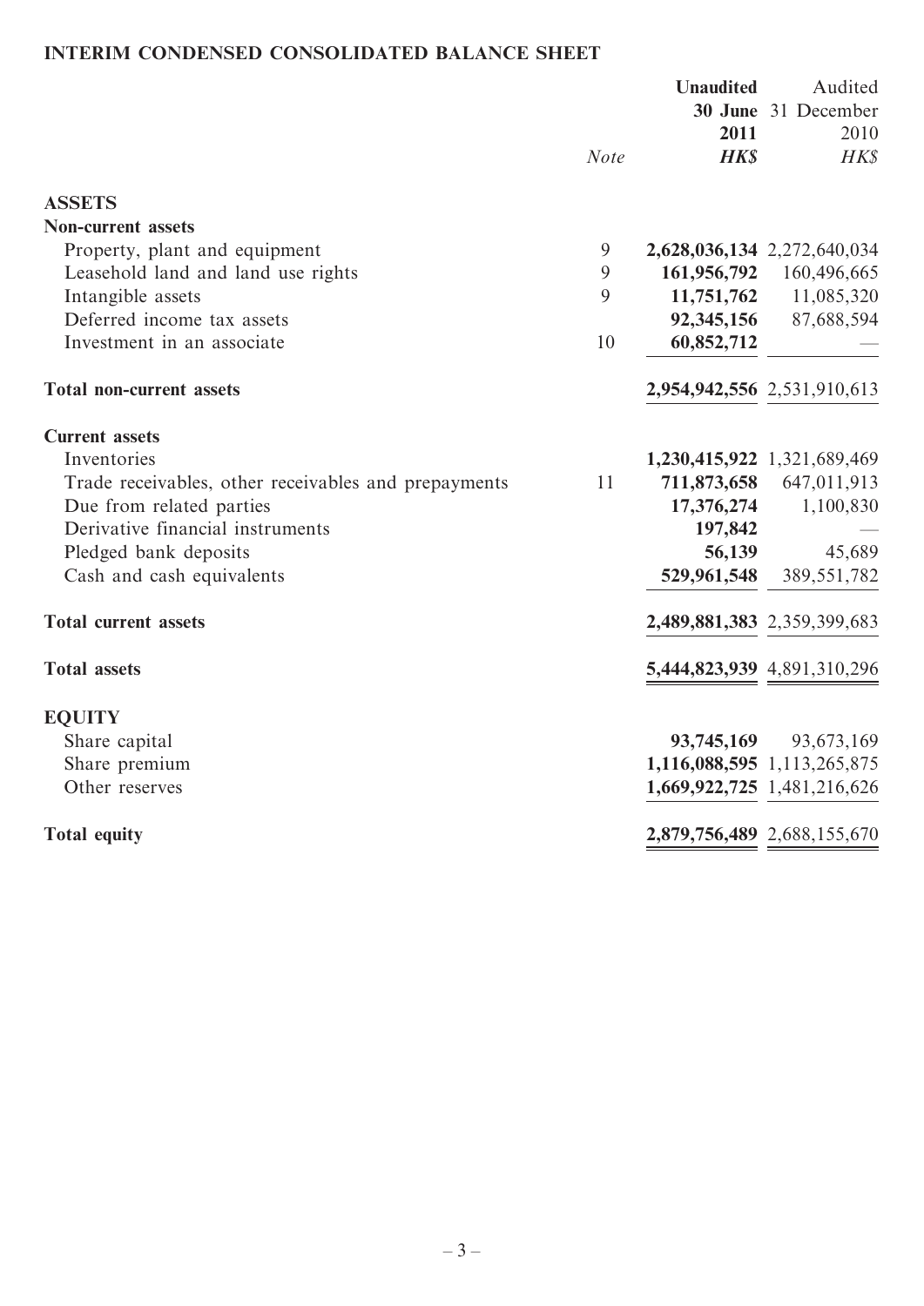## INTERIM CONDENSED CONSOLIDATED BALANCE SHEET

| | Note | **Unaudited 30 June 2011 HK$** | Audited 31 December 2010 HK$ |
|---|---|---|---|
| **ASSETS** | | | |
| **Non-current assets** | | | |
| Property, plant and equipment | 9 | **2,628,036,134** | 2,272,640,034 |
| Leasehold land and land use rights | 9 | **161,956,792** | 160,496,665 |
| Intangible assets | 9 | **11,751,762** | 11,085,320 |
| Deferred income tax assets | | **92,345,156** | 87,688,594 |
| Investment in an associate | 10 | **60,852,712** | — |
| **Total non-current assets** | | **2,954,942,556** | 2,531,910,613 |
| **Current assets** | | | |
| Inventories | | **1,230,415,922** | 1,321,689,469 |
| Trade receivables, other receivables and prepayments | 11 | **711,873,658** | 647,011,913 |
| Due from related parties | | **17,376,274** | 1,100,830 |
| Derivative financial instruments | | **197,842** | — |
| Pledged bank deposits | | **56,139** | 45,689 |
| Cash and cash equivalents | | **529,961,548** | 389,551,782 |
| **Total current assets** | | **2,489,881,383** | 2,359,399,683 |
| **Total assets** | | **5,444,823,939** | 4,891,310,296 |
| **EQUITY** | | | |
| Share capital | | **93,745,169** | 93,673,169 |
| Share premium | | **1,116,088,595** | 1,113,265,875 |
| Other reserves | | **1,669,922,725** | 1,481,216,626 |
| **Total equity** | | **2,879,756,489** | 2,688,155,670 |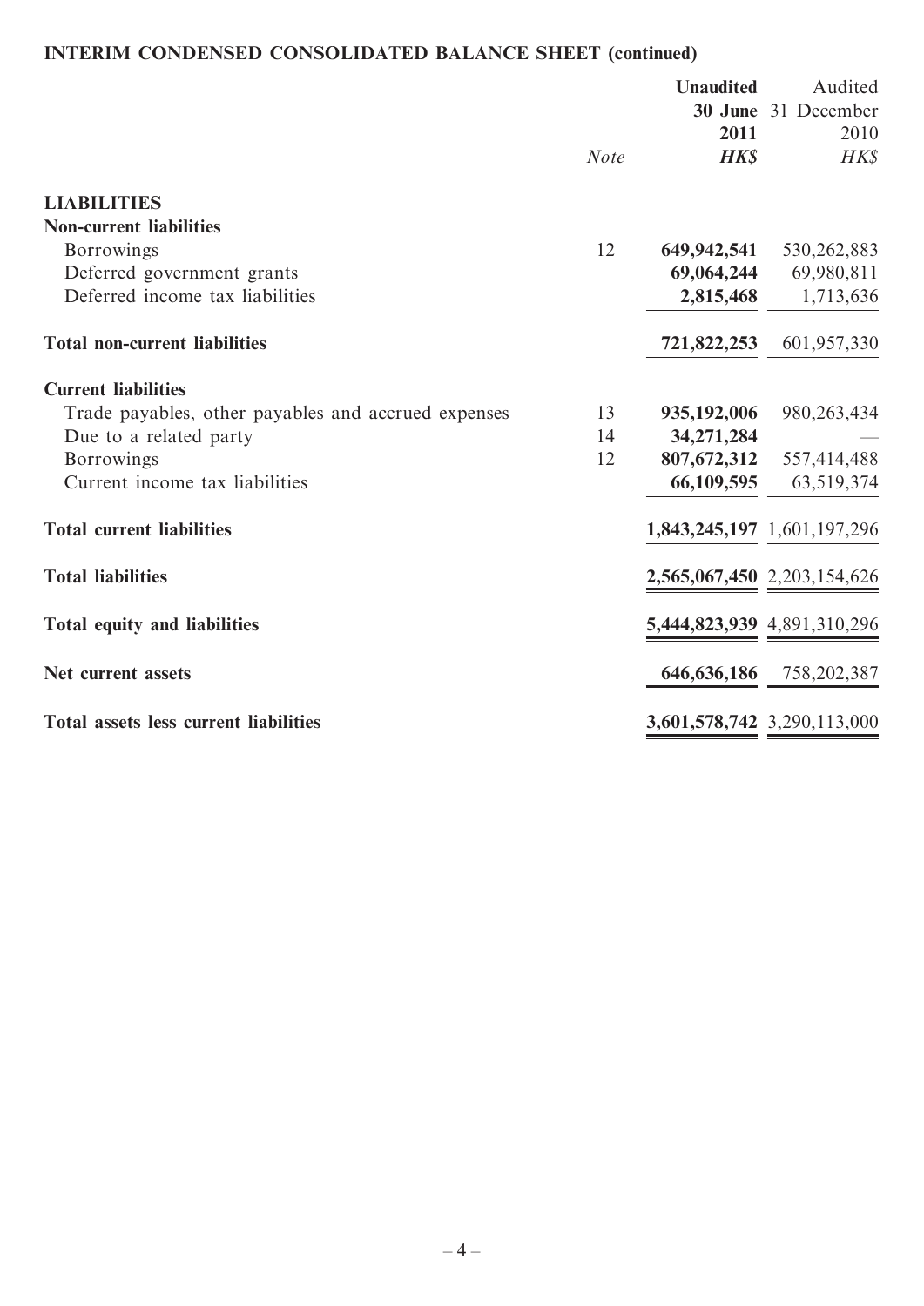## INTERIM CONDENSED CONSOLIDATED BALANCE SHEET (continued)

| | Note | Unaudited 30 June 2011 HK$ | Audited 31 December 2010 HK$ |
|---|---|---|---|
| **LIABILITIES** | | | |
| **Non-current liabilities** | | | |
| Borrowings | 12 | **649,942,541** | 530,262,883 |
| Deferred government grants | | **69,064,244** | 69,980,811 |
| Deferred income tax liabilities | | **2,815,468** | 1,713,636 |
| **Total non-current liabilities** | | **721,822,253** | 601,957,330 |
| **Current liabilities** | | | |
| Trade payables, other payables and accrued expenses | 13 | **935,192,006** | 980,263,434 |
| Due to a related party | 14 | **34,271,284** | — |
| Borrowings | 12 | **807,672,312** | 557,414,488 |
| Current income tax liabilities | | **66,109,595** | 63,519,374 |
| **Total current liabilities** | | **1,843,245,197** | 1,601,197,296 |
| **Total liabilities** | | **2,565,067,450** | 2,203,154,626 |
| **Total equity and liabilities** | | **5,444,823,939** | 4,891,310,296 |
| **Net current assets** | | **646,636,186** | 758,202,387 |
| **Total assets less current liabilities** | | **3,601,578,742** | 3,290,113,000 |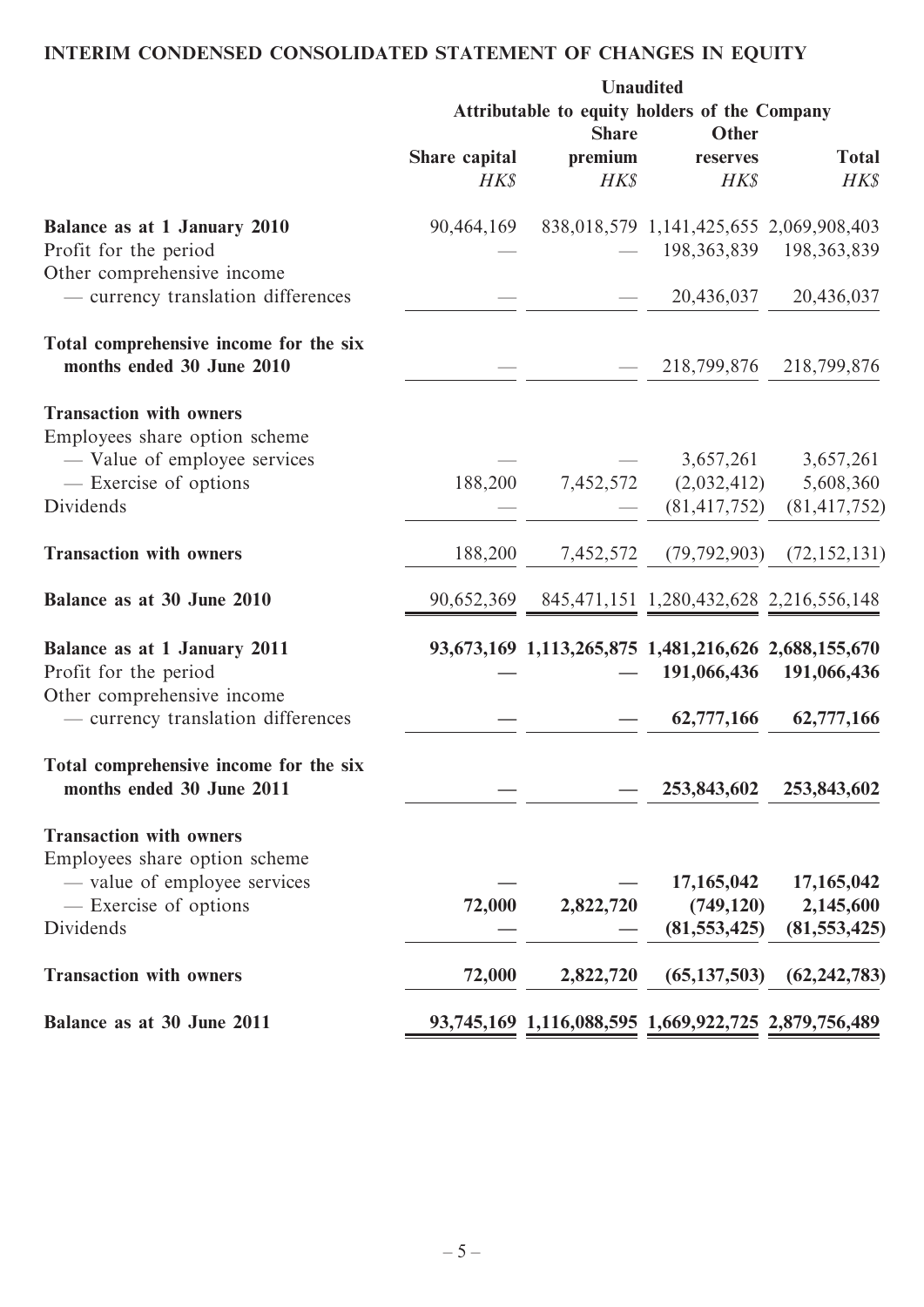## INTERIM CONDENSED CONSOLIDATED STATEMENT OF CHANGES IN EQUITY

| | Unaudited | | | |
|---|---|---|---|---|
| | Attributable to equity holders of the Company | | | |
| | Share capital | Share premium | Other reserves | Total |
| | *HK$* | *HK$* | *HK$* | *HK$* |
| **Balance as at 1 January 2010** | 90,464,169 | 838,018,579 | 1,141,425,655 | 2,069,908,403 |
| Profit for the period | — | — | 198,363,839 | 198,363,839 |
| Other comprehensive income | | | | |
| — currency translation differences | — | — | 20,436,037 | 20,436,037 |
| **Total comprehensive income for the six months ended 30 June 2010** | — | — | 218,799,876 | 218,799,876 |
| **Transaction with owners** | | | | |
| Employees share option scheme | | | | |
| — Value of employee services | — | — | 3,657,261 | 3,657,261 |
| — Exercise of options | 188,200 | 7,452,572 | (2,032,412) | 5,608,360 |
| Dividends | — | — | (81,417,752) | (81,417,752) |
| **Transaction with owners** | 188,200 | 7,452,572 | (79,792,903) | (72,152,131) |
| **Balance as at 30 June 2010** | 90,652,369 | 845,471,151 | 1,280,432,628 | 2,216,556,148 |
| **Balance as at 1 January 2011** | **93,673,169** | **1,113,265,875** | **1,481,216,626** | **2,688,155,670** |
| Profit for the period | **—** | **—** | **191,066,436** | **191,066,436** |
| Other comprehensive income | | | | |
| — currency translation differences | **—** | **—** | **62,777,166** | **62,777,166** |
| **Total comprehensive income for the six months ended 30 June 2011** | **—** | **—** | **253,843,602** | **253,843,602** |
| **Transaction with owners** | | | | |
| Employees share option scheme | | | | |
| — value of employee services | **—** | **—** | **17,165,042** | **17,165,042** |
| — Exercise of options | **72,000** | **2,822,720** | **(749,120)** | **2,145,600** |
| Dividends | **—** | **—** | **(81,553,425)** | **(81,553,425)** |
| **Transaction with owners** | **72,000** | **2,822,720** | **(65,137,503)** | **(62,242,783)** |
| **Balance as at 30 June 2011** | **93,745,169** | **1,116,088,595** | **1,669,922,725** | **2,879,756,489** |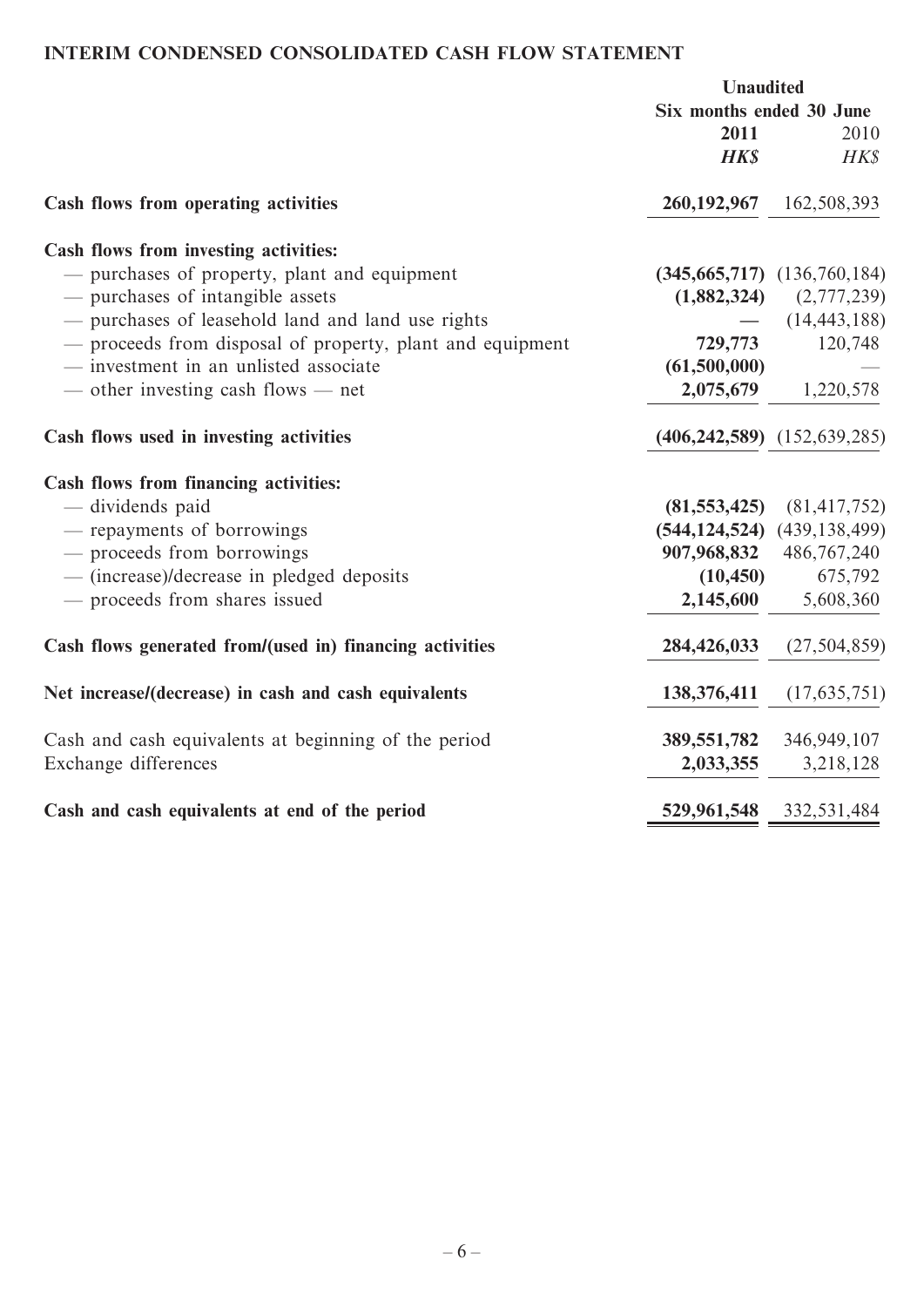## INTERIM CONDENSED CONSOLIDATED CASH FLOW STATEMENT

| | Unaudited | |
|---|---|---|
| | Six months ended 30 June | |
| | **2011** | 2010 |
| | ***HK$*** | *HK$* |
| **Cash flows from operating activities** | **260,192,967** | 162,508,393 |
| **Cash flows from investing activities:** | | |
| — purchases of property, plant and equipment | **(345,665,717)** | (136,760,184) |
| — purchases of intangible assets | **(1,882,324)** | (2,777,239) |
| — purchases of leasehold land and land use rights | **—** | (14,443,188) |
| — proceeds from disposal of property, plant and equipment | **729,773** | 120,748 |
| — investment in an unlisted associate | **(61,500,000)** | — |
| — other investing cash flows — net | **2,075,679** | 1,220,578 |
| **Cash flows used in investing activities** | **(406,242,589)** | (152,639,285) |
| **Cash flows from financing activities:** | | |
| — dividends paid | **(81,553,425)** | (81,417,752) |
| — repayments of borrowings | **(544,124,524)** | (439,138,499) |
| — proceeds from borrowings | **907,968,832** | 486,767,240 |
| — (increase)/decrease in pledged deposits | **(10,450)** | 675,792 |
| — proceeds from shares issued | **2,145,600** | 5,608,360 |
| **Cash flows generated from/(used in) financing activities** | **284,426,033** | (27,504,859) |
| **Net increase/(decrease) in cash and cash equivalents** | **138,376,411** | (17,635,751) |
| Cash and cash equivalents at beginning of the period | **389,551,782** | 346,949,107 |
| Exchange differences | **2,033,355** | 3,218,128 |
| **Cash and cash equivalents at end of the period** | **529,961,548** | 332,531,484 |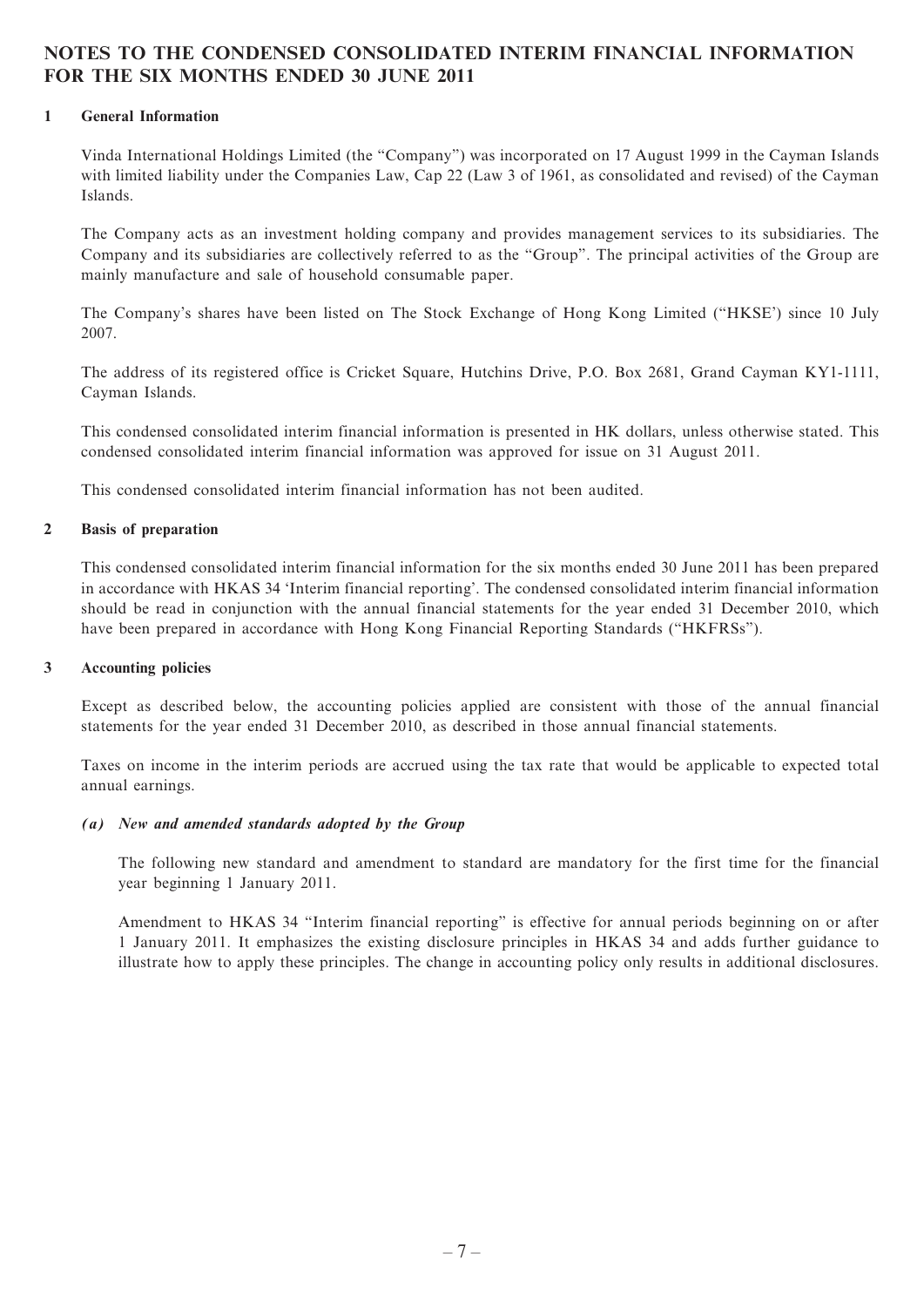# NOTES TO THE CONDENSED CONSOLIDATED INTERIM FINANCIAL INFORMATION FOR THE SIX MONTHS ENDED 30 JUNE 2011

## 1 General Information

Vinda International Holdings Limited (the "Company") was incorporated on 17 August 1999 in the Cayman Islands with limited liability under the Companies Law, Cap 22 (Law 3 of 1961, as consolidated and revised) of the Cayman Islands.

The Company acts as an investment holding company and provides management services to its subsidiaries. The Company and its subsidiaries are collectively referred to as the "Group". The principal activities of the Group are mainly manufacture and sale of household consumable paper.

The Company's shares have been listed on The Stock Exchange of Hong Kong Limited ("HKSE') since 10 July 2007.

The address of its registered office is Cricket Square, Hutchins Drive, P.O. Box 2681, Grand Cayman KY1-1111, Cayman Islands.

This condensed consolidated interim financial information is presented in HK dollars, unless otherwise stated. This condensed consolidated interim financial information was approved for issue on 31 August 2011.

This condensed consolidated interim financial information has not been audited.

## 2 Basis of preparation

This condensed consolidated interim financial information for the six months ended 30 June 2011 has been prepared in accordance with HKAS 34 'Interim financial reporting'. The condensed consolidated interim financial information should be read in conjunction with the annual financial statements for the year ended 31 December 2010, which have been prepared in accordance with Hong Kong Financial Reporting Standards ("HKFRSs").

## 3 Accounting policies

Except as described below, the accounting policies applied are consistent with those of the annual financial statements for the year ended 31 December 2010, as described in those annual financial statements.

Taxes on income in the interim periods are accrued using the tax rate that would be applicable to expected total annual earnings.

### *(a) New and amended standards adopted by the Group*

The following new standard and amendment to standard are mandatory for the first time for the financial year beginning 1 January 2011.

Amendment to HKAS 34 "Interim financial reporting" is effective for annual periods beginning on or after 1 January 2011. It emphasizes the existing disclosure principles in HKAS 34 and adds further guidance to illustrate how to apply these principles. The change in accounting policy only results in additional disclosures.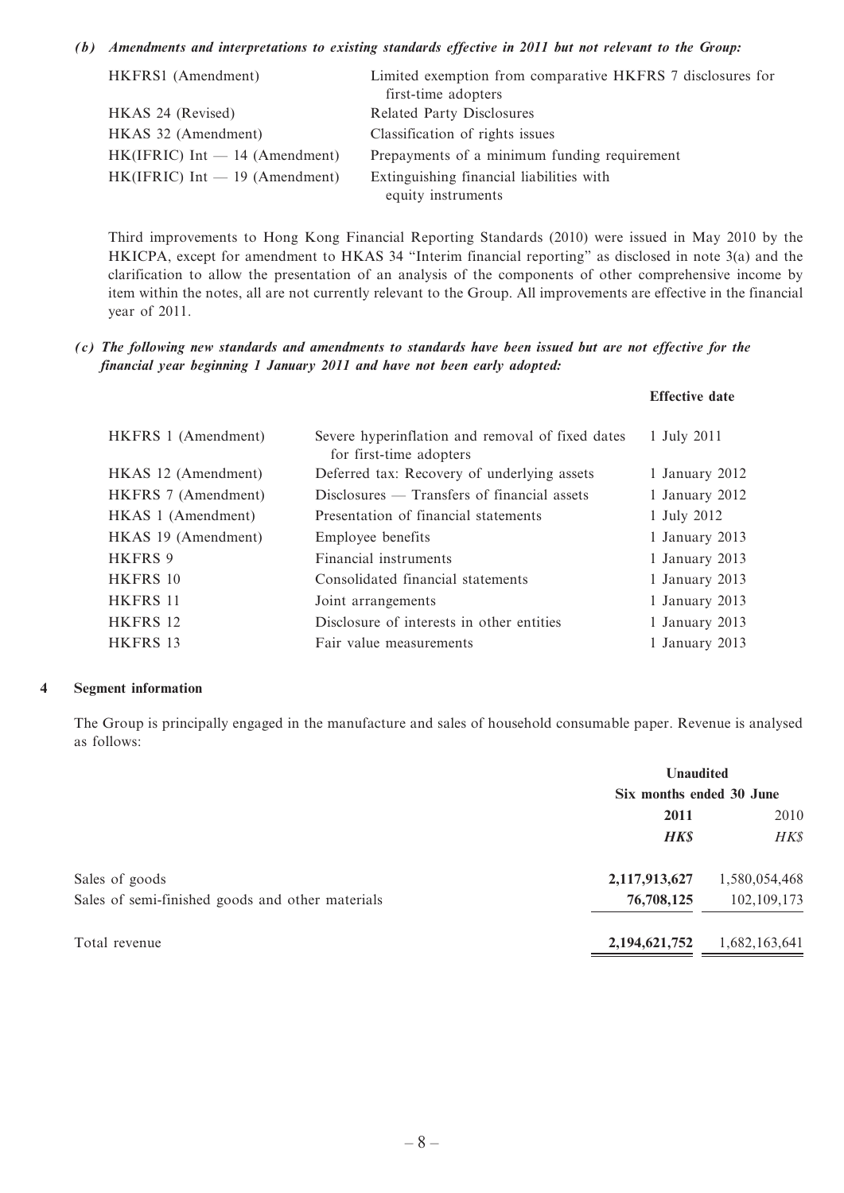***(b) Amendments and interpretations to existing standards effective in 2011 but not relevant to the Group:***

| | |
|---|---|
| HKFRS1 (Amendment) | Limited exemption from comparative HKFRS 7 disclosures for first-time adopters |
| HKAS 24 (Revised) | Related Party Disclosures |
| HKAS 32 (Amendment) | Classification of rights issues |
| HK(IFRIC) Int — 14 (Amendment) | Prepayments of a minimum funding requirement |
| HK(IFRIC) Int — 19 (Amendment) | Extinguishing financial liabilities with equity instruments |

Third improvements to Hong Kong Financial Reporting Standards (2010) were issued in May 2010 by the HKICPA, except for amendment to HKAS 34 "Interim financial reporting" as disclosed in note 3(a) and the clarification to allow the presentation of an analysis of the components of other comprehensive income by item within the notes, all are not currently relevant to the Group. All improvements are effective in the financial year of 2011.

***(c) The following new standards and amendments to standards have been issued but are not effective for the financial year beginning 1 January 2011 and have not been early adopted:***

| | | **Effective date** |
|---|---|---|
| HKFRS 1 (Amendment) | Severe hyperinflation and removal of fixed dates for first-time adopters | 1 July 2011 |
| HKAS 12 (Amendment) | Deferred tax: Recovery of underlying assets | 1 January 2012 |
| HKFRS 7 (Amendment) | Disclosures — Transfers of financial assets | 1 January 2012 |
| HKAS 1 (Amendment) | Presentation of financial statements | 1 July 2012 |
| HKAS 19 (Amendment) | Employee benefits | 1 January 2013 |
| HKFRS 9 | Financial instruments | 1 January 2013 |
| HKFRS 10 | Consolidated financial statements | 1 January 2013 |
| HKFRS 11 | Joint arrangements | 1 January 2013 |
| HKFRS 12 | Disclosure of interests in other entities | 1 January 2013 |
| HKFRS 13 | Fair value measurements | 1 January 2013 |

## 4 Segment information

The Group is principally engaged in the manufacture and sales of household consumable paper. Revenue is analysed as follows:

| | **Unaudited** | |
|---|---|---|
| | **Six months ended 30 June** | |
| | **2011** | 2010 |
| | ***HK$*** | *HK$* |
| Sales of goods | **2,117,913,627** | 1,580,054,468 |
| Sales of semi-finished goods and other materials | **76,708,125** | 102,109,173 |
| Total revenue | **2,194,621,752** | 1,682,163,641 |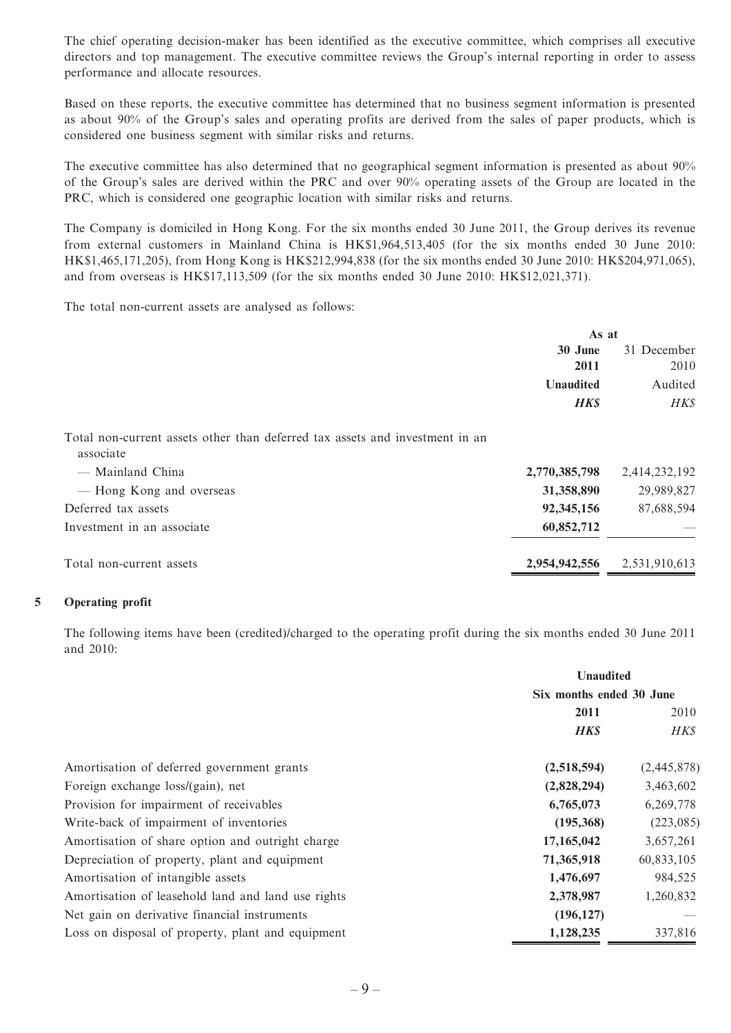The chief operating decision-maker has been identified as the executive committee, which comprises all executive directors and top management. The executive committee reviews the Group's internal reporting in order to assess performance and allocate resources.

Based on these reports, the executive committee has determined that no business segment information is presented as about 90% of the Group's sales and operating profits are derived from the sales of paper products, which is considered one business segment with similar risks and returns.

The executive committee has also determined that no geographical segment information is presented as about 90% of the Group's sales are derived within the PRC and over 90% operating assets of the Group are located in the PRC, which is considered one geographic location with similar risks and returns.

The Company is domiciled in Hong Kong. For the six months ended 30 June 2011, the Group derives its revenue from external customers in Mainland China is HK$1,964,513,405 (for the six months ended 30 June 2010: HK$1,465,171,205), from Hong Kong is HK$212,994,838 (for the six months ended 30 June 2010: HK$204,971,065), and from overseas is HK$17,113,509 (for the six months ended 30 June 2010: HK$12,021,371).

The total non-current assets are analysed as follows:

| | As at | |
|---|---|---|
| | **30 June 2011** | 31 December 2010 |
| | **Unaudited** | Audited |
| | ***HK$*** | *HK$* |
| Total non-current assets other than deferred tax assets and investment in an associate | | |
| — Mainland China | **2,770,385,798** | 2,414,232,192 |
| — Hong Kong and overseas | **31,358,890** | 29,989,827 |
| Deferred tax assets | **92,345,156** | 87,688,594 |
| Investment in an associate | **60,852,712** | — |
| Total non-current assets | **2,954,942,556** | 2,531,910,613 |

## 5 Operating profit

The following items have been (credited)/charged to the operating profit during the six months ended 30 June 2011 and 2010:

| | Unaudited | |
|---|---|---|
| | Six months ended 30 June | |
| | **2011** | 2010 |
| | ***HK$*** | *HK$* |
| Amortisation of deferred government grants | **(2,518,594)** | (2,445,878) |
| Foreign exchange loss/(gain), net | **(2,828,294)** | 3,463,602 |
| Provision for impairment of receivables | **6,765,073** | 6,269,778 |
| Write-back of impairment of inventories | **(195,368)** | (223,085) |
| Amortisation of share option and outright charge | **17,165,042** | 3,657,261 |
| Depreciation of property, plant and equipment | **71,365,918** | 60,833,105 |
| Amortisation of intangible assets | **1,476,697** | 984,525 |
| Amortisation of leasehold land and land use rights | **2,378,987** | 1,260,832 |
| Net gain on derivative financial instruments | **(196,127)** | — |
| Loss on disposal of property, plant and equipment | **1,128,235** | 337,816 |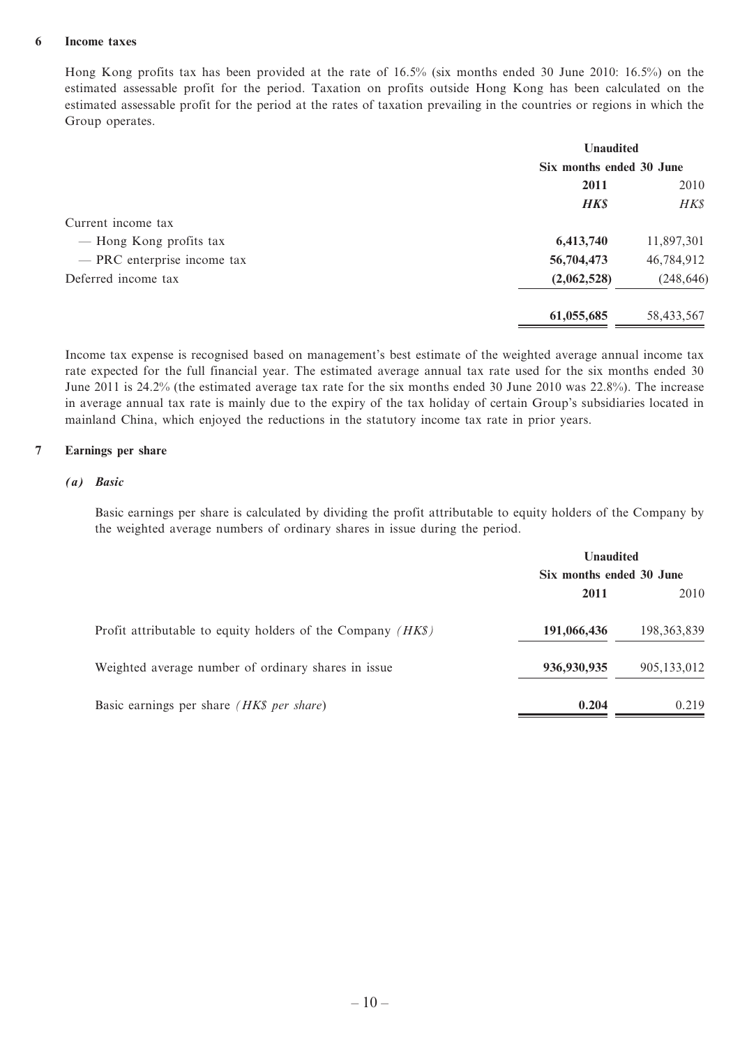## 6 Income taxes

Hong Kong profits tax has been provided at the rate of 16.5% (six months ended 30 June 2010: 16.5%) on the estimated assessable profit for the period. Taxation on profits outside Hong Kong has been calculated on the estimated assessable profit for the period at the rates of taxation prevailing in the countries or regions in which the Group operates.

| | Unaudited | |
|---|---|---|
| | Six months ended 30 June | |
| | **2011** | 2010 |
| | ***HK$*** | *HK$* |
| Current income tax | | |
| — Hong Kong profits tax | **6,413,740** | 11,897,301 |
| — PRC enterprise income tax | **56,704,473** | 46,784,912 |
| Deferred income tax | **(2,062,528)** | (248,646) |
| | **61,055,685** | 58,433,567 |

Income tax expense is recognised based on management's best estimate of the weighted average annual income tax rate expected for the full financial year. The estimated average annual tax rate used for the six months ended 30 June 2011 is 24.2% (the estimated average tax rate for the six months ended 30 June 2010 was 22.8%). The increase in average annual tax rate is mainly due to the expiry of the tax holiday of certain Group's subsidiaries located in mainland China, which enjoyed the reductions in the statutory income tax rate in prior years.

## 7 Earnings per share

### *(a) Basic*

Basic earnings per share is calculated by dividing the profit attributable to equity holders of the Company by the weighted average numbers of ordinary shares in issue during the period.

| | Unaudited | |
|---|---|---|
| | Six months ended 30 June | |
| | **2011** | 2010 |
| Profit attributable to equity holders of the Company *(HK$)* | **191,066,436** | 198,363,839 |
| Weighted average number of ordinary shares in issue | **936,930,935** | 905,133,012 |
| Basic earnings per share *(HK$ per share)* | **0.204** | 0.219 |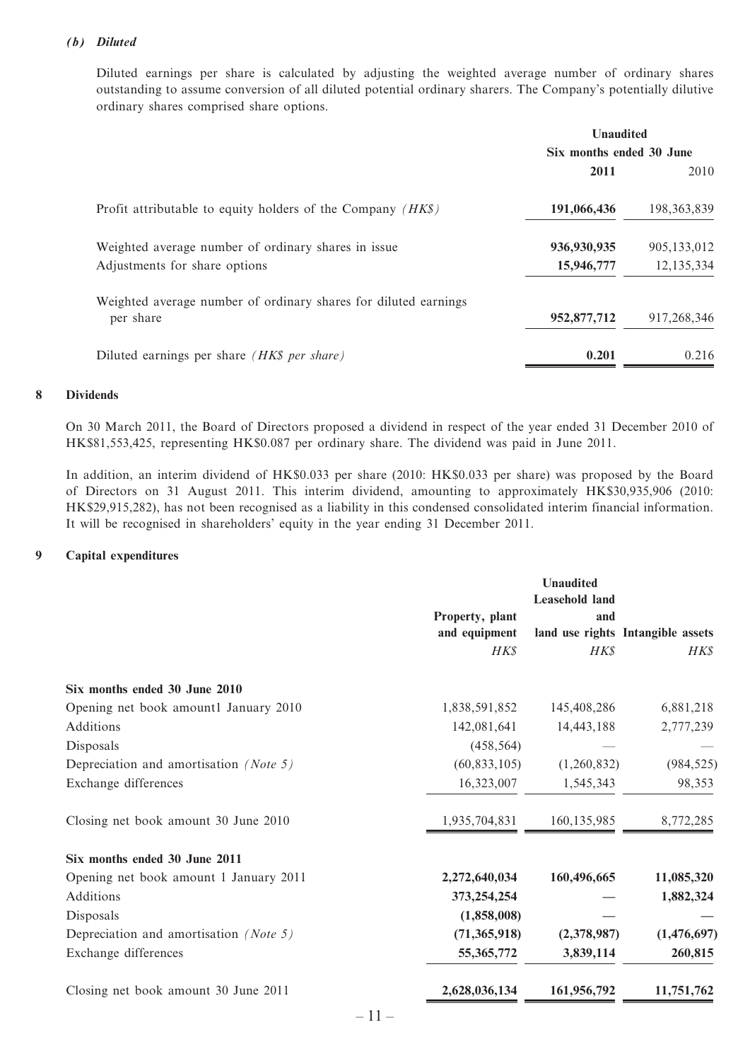*(b) Diluted*

Diluted earnings per share is calculated by adjusting the weighted average number of ordinary shares outstanding to assume conversion of all diluted potential ordinary sharers. The Company's potentially dilutive ordinary shares comprised share options.

| | Unaudited | |
|---|---|---|
| | Six months ended 30 June | |
| | **2011** | 2010 |
| Profit attributable to equity holders of the Company *(HK$)* | **191,066,436** | 198,363,839 |
| Weighted average number of ordinary shares in issue | **936,930,935** | 905,133,012 |
| Adjustments for share options | **15,946,777** | 12,135,334 |
| Weighted average number of ordinary shares for diluted earnings per share | **952,877,712** | 917,268,346 |
| Diluted earnings per share *(HK$ per share)* | **0.201** | 0.216 |

## 8 Dividends

On 30 March 2011, the Board of Directors proposed a dividend in respect of the year ended 31 December 2010 of HK$81,553,425, representing HK$0.087 per ordinary share. The dividend was paid in June 2011.

In addition, an interim dividend of HK$0.033 per share (2010: HK$0.033 per share) was proposed by the Board of Directors on 31 August 2011. This interim dividend, amounting to approximately HK$30,935,906 (2010: HK$29,915,282), has not been recognised as a liability in this condensed consolidated interim financial information. It will be recognised in shareholders' equity in the year ending 31 December 2011.

## 9 Capital expenditures

| | Unaudited | | |
|---|---|---|---|
| | Property, plant and equipment | Leasehold land and land use rights | Intangible assets |
| | *HK$* | *HK$* | *HK$* |
| **Six months ended 30 June 2010** | | | |
| Opening net book amount1 January 2010 | 1,838,591,852 | 145,408,286 | 6,881,218 |
| Additions | 142,081,641 | 14,443,188 | 2,777,239 |
| Disposals | (458,564) | — | — |
| Depreciation and amortisation *(Note 5)* | (60,833,105) | (1,260,832) | (984,525) |
| Exchange differences | 16,323,007 | 1,545,343 | 98,353 |
| Closing net book amount 30 June 2010 | 1,935,704,831 | 160,135,985 | 8,772,285 |
| **Six months ended 30 June 2011** | | | |
| Opening net book amount 1 January 2011 | **2,272,640,034** | **160,496,665** | **11,085,320** |
| Additions | **373,254,254** | **—** | **1,882,324** |
| Disposals | **(1,858,008)** | **—** | **—** |
| Depreciation and amortisation *(Note 5)* | **(71,365,918)** | **(2,378,987)** | **(1,476,697)** |
| Exchange differences | **55,365,772** | **3,839,114** | **260,815** |
| Closing net book amount 30 June 2011 | **2,628,036,134** | **161,956,792** | **11,751,762** |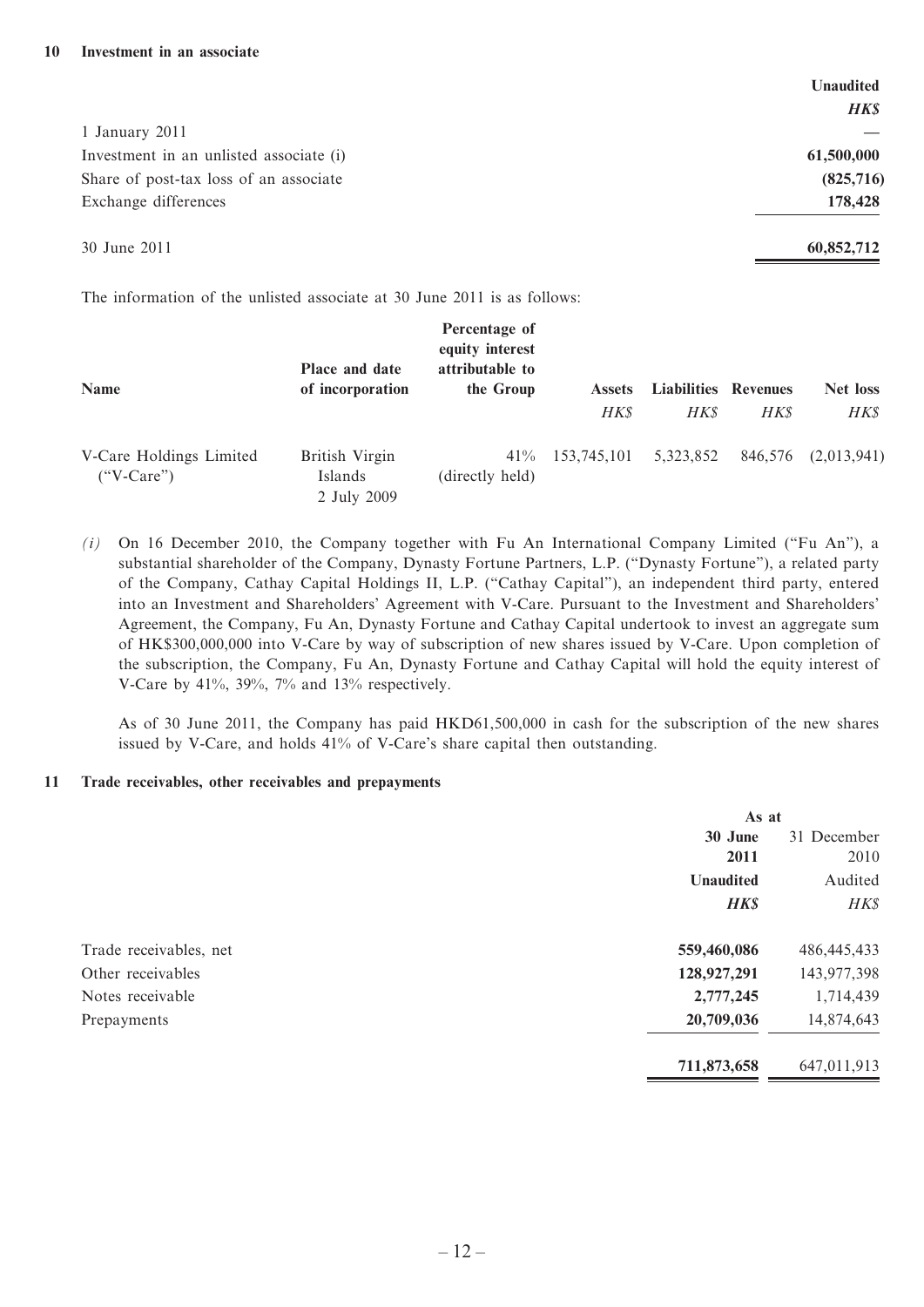## 10 Investment in an associate

| | Unaudited |
|---|---|
| | *HK$* |
| 1 January 2011 | — |
| Investment in an unlisted associate (i) | **61,500,000** |
| Share of post-tax loss of an associate | **(825,716)** |
| Exchange differences | **178,428** |
| 30 June 2011 | **60,852,712** |

The information of the unlisted associate at 30 June 2011 is as follows:

| Name | Place and date of incorporation | Percentage of equity interest attributable to the Group | Assets | Liabilities | Revenues | Net loss |
|---|---|---|---|---|---|---|
| | | | *HK$* | *HK$* | *HK$* | *HK$* |
| V-Care Holdings Limited ("V-Care") | British Virgin Islands 2 July 2009 | 41% (directly held) | 153,745,101 | 5,323,852 | 846,576 | (2,013,941) |

*(i)* On 16 December 2010, the Company together with Fu An International Company Limited ("Fu An"), a substantial shareholder of the Company, Dynasty Fortune Partners, L.P. ("Dynasty Fortune"), a related party of the Company, Cathay Capital Holdings II, L.P. ("Cathay Capital"), an independent third party, entered into an Investment and Shareholders' Agreement with V-Care. Pursuant to the Investment and Shareholders' Agreement, the Company, Fu An, Dynasty Fortune and Cathay Capital undertook to invest an aggregate sum of HK$300,000,000 into V-Care by way of subscription of new shares issued by V-Care. Upon completion of the subscription, the Company, Fu An, Dynasty Fortune and Cathay Capital will hold the equity interest of V-Care by 41%, 39%, 7% and 13% respectively.

As of 30 June 2011, the Company has paid HKD61,500,000 in cash for the subscription of the new shares issued by V-Care, and holds 41% of V-Care's share capital then outstanding.

## 11 Trade receivables, other receivables and prepayments

| | As at | |
|---|---|---|
| | **30 June 2011** | 31 December 2010 |
| | **Unaudited** | Audited |
| | ***HK$*** | *HK$* |
| Trade receivables, net | **559,460,086** | 486,445,433 |
| Other receivables | **128,927,291** | 143,977,398 |
| Notes receivable | **2,777,245** | 1,714,439 |
| Prepayments | **20,709,036** | 14,874,643 |
| | **711,873,658** | 647,011,913 |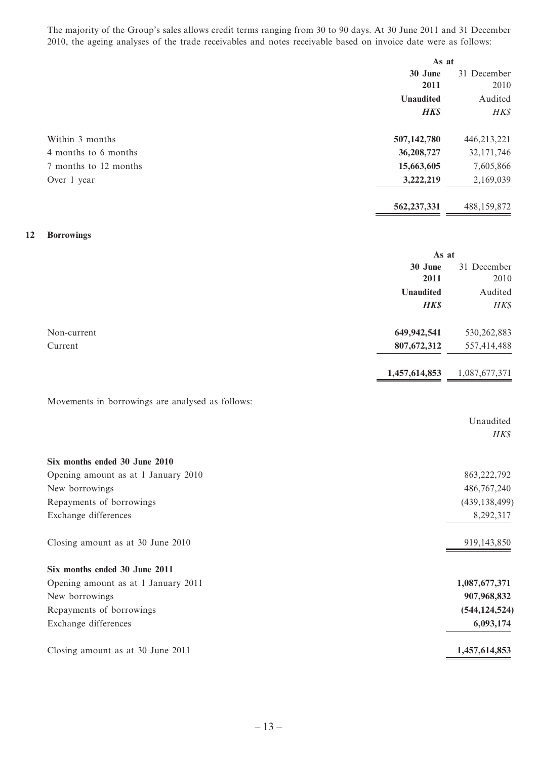The majority of the Group's sales allows credit terms ranging from 30 to 90 days. At 30 June 2011 and 31 December 2010, the ageing analyses of the trade receivables and notes receivable based on invoice date were as follows:

| | As at | |
|---|---|---|
| | **30 June 2011** | 31 December 2010 |
| | **Unaudited** | Audited |
| | ***HK$*** | *HK$* |
| Within 3 months | **507,142,780** | 446,213,221 |
| 4 months to 6 months | **36,208,727** | 32,171,746 |
| 7 months to 12 months | **15,663,605** | 7,605,866 |
| Over 1 year | **3,222,219** | 2,169,039 |
| | **562,237,331** | 488,159,872 |

## 12 Borrowings

| | As at | |
|---|---|---|
| | **30 June 2011** | 31 December 2010 |
| | **Unaudited** | Audited |
| | ***HK$*** | *HK$* |
| Non-current | **649,942,541** | 530,262,883 |
| Current | **807,672,312** | 557,414,488 |
| | **1,457,614,853** | 1,087,677,371 |

Movements in borrowings are analysed as follows:

| | Unaudited |
|---|---|
| | *HK$* |
| **Six months ended 30 June 2010** | |
| Opening amount as at 1 January 2010 | 863,222,792 |
| New borrowings | 486,767,240 |
| Repayments of borrowings | (439,138,499) |
| Exchange differences | 8,292,317 |
| Closing amount as at 30 June 2010 | 919,143,850 |
| **Six months ended 30 June 2011** | |
| Opening amount as at 1 January 2011 | **1,087,677,371** |
| New borrowings | **907,968,832** |
| Repayments of borrowings | **(544,124,524)** |
| Exchange differences | **6,093,174** |
| Closing amount as at 30 June 2011 | **1,457,614,853** |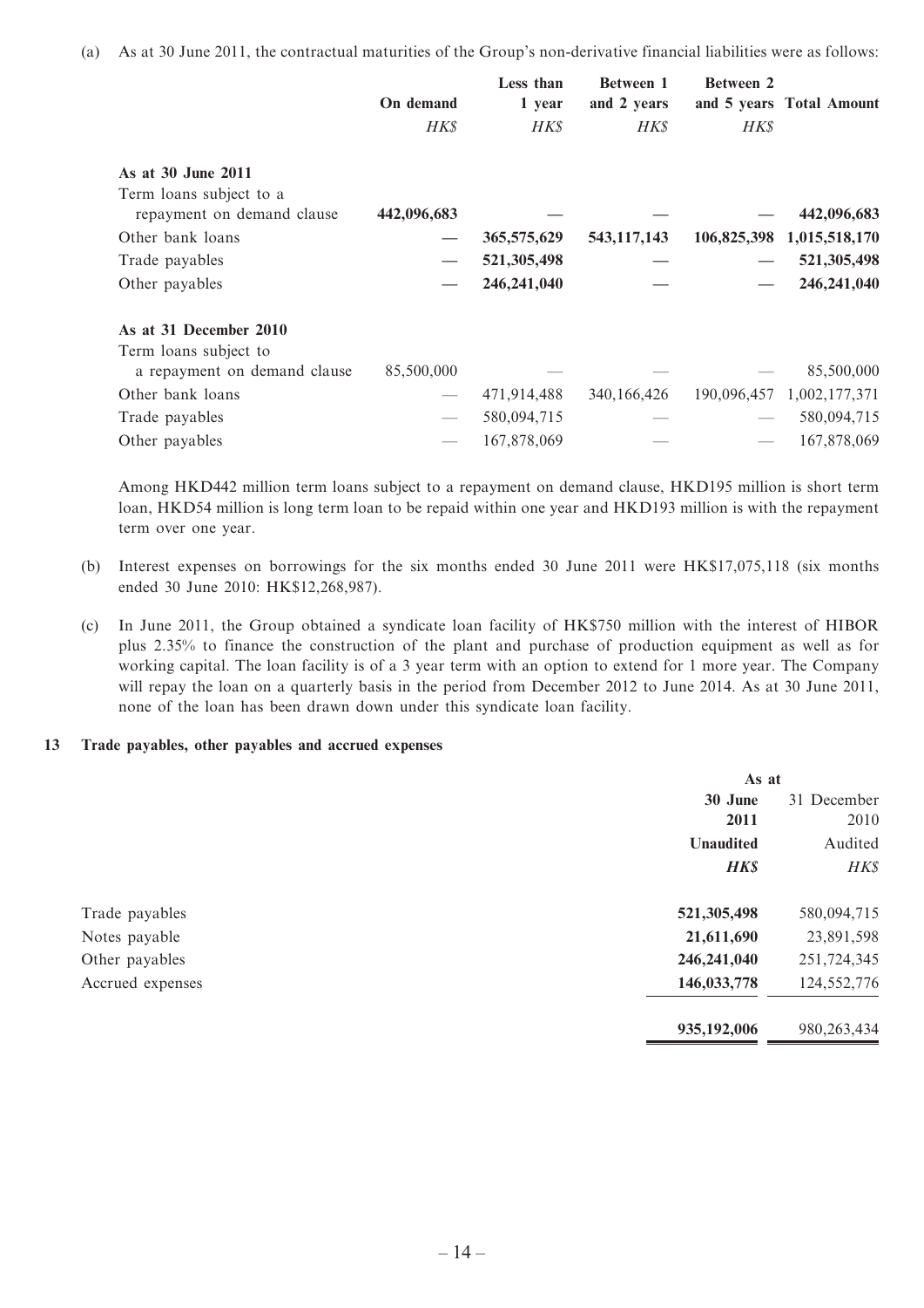(a) As at 30 June 2011, the contractual maturities of the Group's non-derivative financial liabilities were as follows:

| | On demand | Less than 1 year | Between 1 and 2 years | Between 2 and 5 years | Total Amount |
|---|---|---|---|---|---|
| | *HK$* | *HK$* | *HK$* | *HK$* | |
| **As at 30 June 2011** | | | | | |
| Term loans subject to a repayment on demand clause | **442,096,683** | **—** | **—** | **—** | **442,096,683** |
| Other bank loans | **—** | **365,575,629** | **543,117,143** | **106,825,398** | **1,015,518,170** |
| Trade payables | **—** | **521,305,498** | **—** | **—** | **521,305,498** |
| Other payables | **—** | **246,241,040** | **—** | **—** | **246,241,040** |
| **As at 31 December 2010** | | | | | |
| Term loans subject to a repayment on demand clause | 85,500,000 | — | — | — | 85,500,000 |
| Other bank loans | — | 471,914,488 | 340,166,426 | 190,096,457 | 1,002,177,371 |
| Trade payables | — | 580,094,715 | — | — | 580,094,715 |
| Other payables | — | 167,878,069 | — | — | 167,878,069 |

Among HKD442 million term loans subject to a repayment on demand clause, HKD195 million is short term loan, HKD54 million is long term loan to be repaid within one year and HKD193 million is with the repayment term over one year.

(b) Interest expenses on borrowings for the six months ended 30 June 2011 were HK$17,075,118 (six months ended 30 June 2010: HK$12,268,987).

(c) In June 2011, the Group obtained a syndicate loan facility of HK$750 million with the interest of HIBOR plus 2.35% to finance the construction of the plant and purchase of production equipment as well as for working capital. The loan facility is of a 3 year term with an option to extend for 1 more year. The Company will repay the loan on a quarterly basis in the period from December 2012 to June 2014. As at 30 June 2011, none of the loan has been drawn down under this syndicate loan facility.

## 13 Trade payables, other payables and accrued expenses

| | As at | |
|---|---|---|
| | **30 June 2011** | 31 December 2010 |
| | **Unaudited** | Audited |
| | ***HK$*** | *HK$* |
| Trade payables | **521,305,498** | 580,094,715 |
| Notes payable | **21,611,690** | 23,891,598 |
| Other payables | **246,241,040** | 251,724,345 |
| Accrued expenses | **146,033,778** | 124,552,776 |
| | **935,192,006** | 980,263,434 |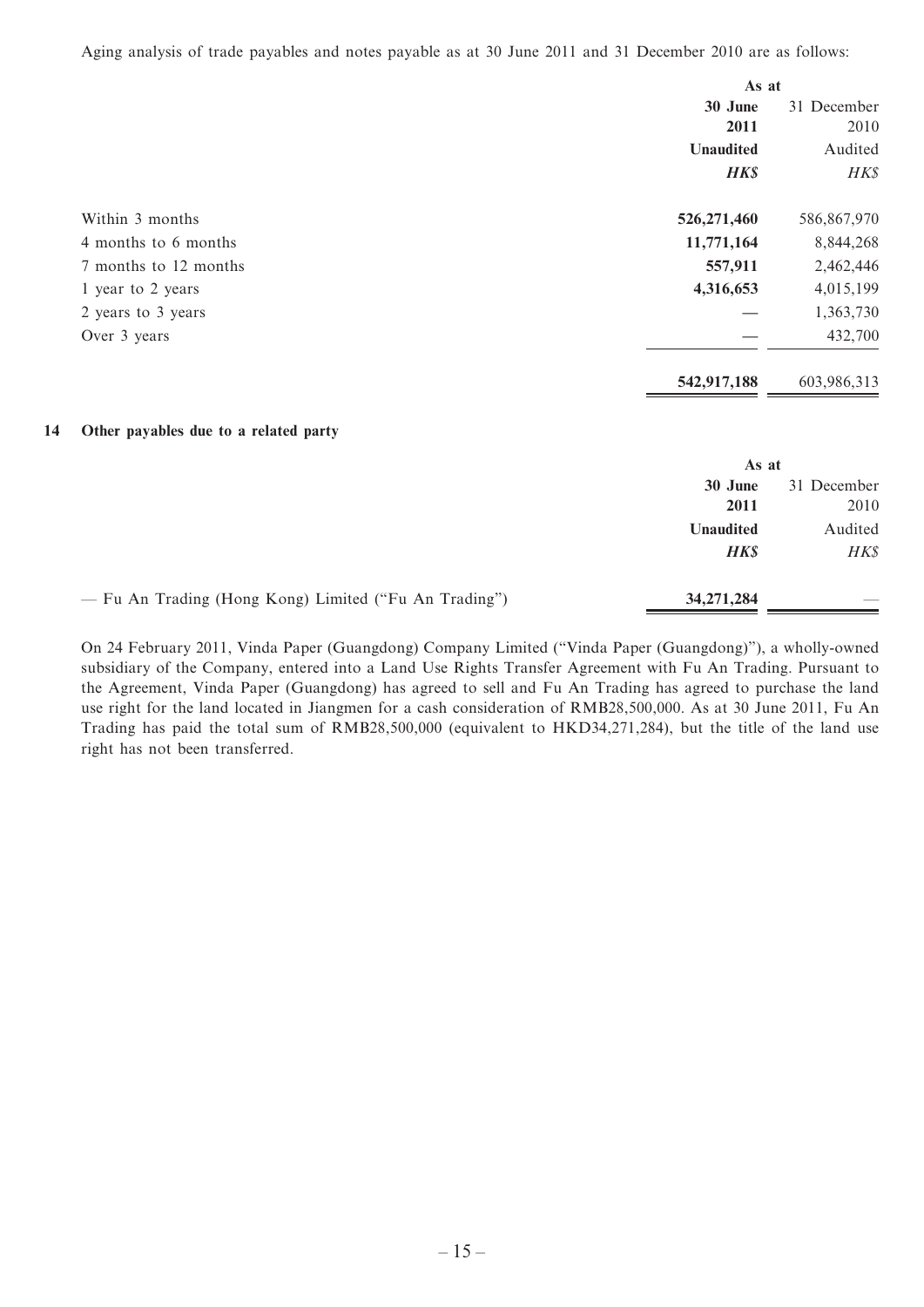Aging analysis of trade payables and notes payable as at 30 June 2011 and 31 December 2010 are as follows:

| | As at | |
|---|---|---|
| | **30 June 2011** | 31 December 2010 |
| | **Unaudited** | Audited |
| | ***HK$*** | *HK$* |
| Within 3 months | **526,271,460** | 586,867,970 |
| 4 months to 6 months | **11,771,164** | 8,844,268 |
| 7 months to 12 months | **557,911** | 2,462,446 |
| 1 year to 2 years | **4,316,653** | 4,015,199 |
| 2 years to 3 years | **—** | 1,363,730 |
| Over 3 years | **—** | 432,700 |
| | **542,917,188** | 603,986,313 |

## 14 Other payables due to a related party

| | As at | |
|---|---|---|
| | **30 June 2011** | 31 December 2010 |
| | **Unaudited** | Audited |
| | ***HK$*** | *HK$* |
| — Fu An Trading (Hong Kong) Limited ("Fu An Trading") | **34,271,284** | — |

On 24 February 2011, Vinda Paper (Guangdong) Company Limited ("Vinda Paper (Guangdong)"), a wholly-owned subsidiary of the Company, entered into a Land Use Rights Transfer Agreement with Fu An Trading. Pursuant to the Agreement, Vinda Paper (Guangdong) has agreed to sell and Fu An Trading has agreed to purchase the land use right for the land located in Jiangmen for a cash consideration of RMB28,500,000. As at 30 June 2011, Fu An Trading has paid the total sum of RMB28,500,000 (equivalent to HKD34,271,284), but the title of the land use right has not been transferred.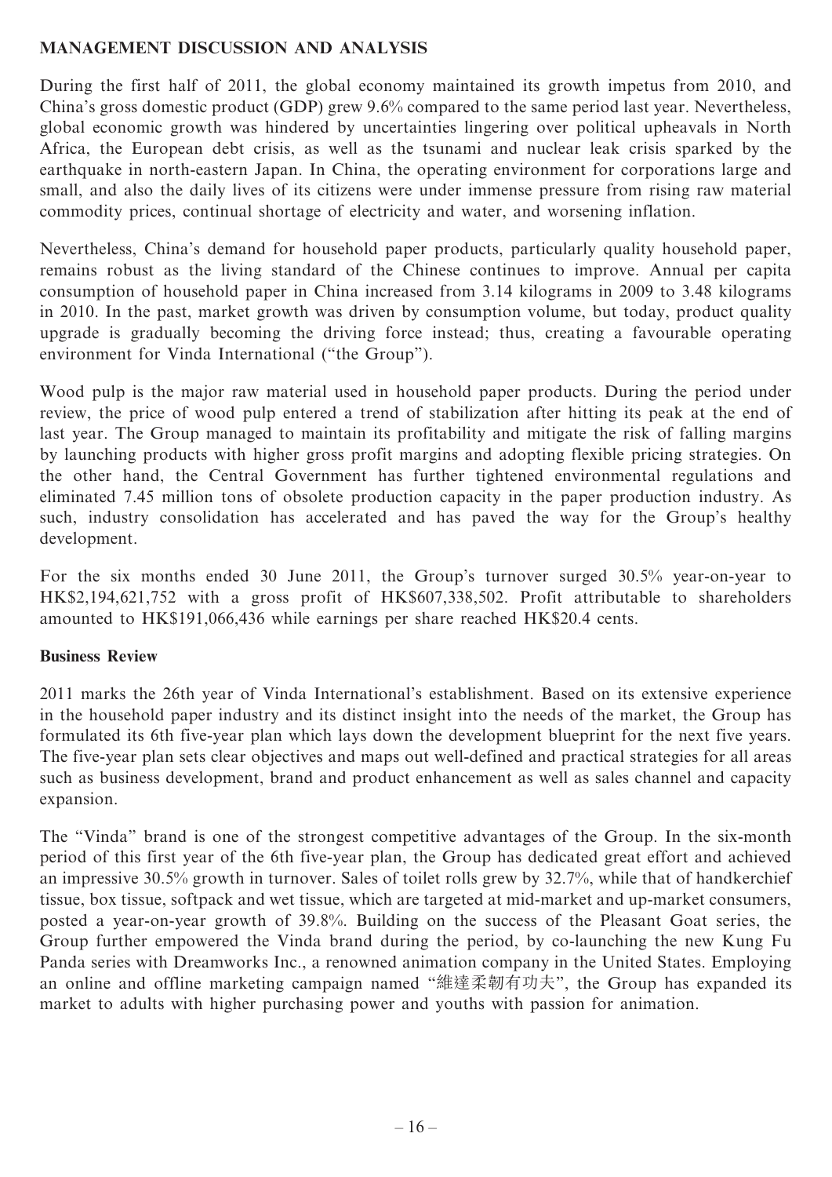## MANAGEMENT DISCUSSION AND ANALYSIS

During the first half of 2011, the global economy maintained its growth impetus from 2010, and China's gross domestic product (GDP) grew 9.6% compared to the same period last year. Nevertheless, global economic growth was hindered by uncertainties lingering over political upheavals in North Africa, the European debt crisis, as well as the tsunami and nuclear leak crisis sparked by the earthquake in north-eastern Japan. In China, the operating environment for corporations large and small, and also the daily lives of its citizens were under immense pressure from rising raw material commodity prices, continual shortage of electricity and water, and worsening inflation.

Nevertheless, China's demand for household paper products, particularly quality household paper, remains robust as the living standard of the Chinese continues to improve. Annual per capita consumption of household paper in China increased from 3.14 kilograms in 2009 to 3.48 kilograms in 2010. In the past, market growth was driven by consumption volume, but today, product quality upgrade is gradually becoming the driving force instead; thus, creating a favourable operating environment for Vinda International ("the Group").

Wood pulp is the major raw material used in household paper products. During the period under review, the price of wood pulp entered a trend of stabilization after hitting its peak at the end of last year. The Group managed to maintain its profitability and mitigate the risk of falling margins by launching products with higher gross profit margins and adopting flexible pricing strategies. On the other hand, the Central Government has further tightened environmental regulations and eliminated 7.45 million tons of obsolete production capacity in the paper production industry. As such, industry consolidation has accelerated and has paved the way for the Group's healthy development.

For the six months ended 30 June 2011, the Group's turnover surged 30.5% year-on-year to HK$2,194,621,752 with a gross profit of HK$607,338,502. Profit attributable to shareholders amounted to HK$191,066,436 while earnings per share reached HK$20.4 cents.

### Business Review

2011 marks the 26th year of Vinda International's establishment. Based on its extensive experience in the household paper industry and its distinct insight into the needs of the market, the Group has formulated its 6th five-year plan which lays down the development blueprint for the next five years. The five-year plan sets clear objectives and maps out well-defined and practical strategies for all areas such as business development, brand and product enhancement as well as sales channel and capacity expansion.

The "Vinda" brand is one of the strongest competitive advantages of the Group. In the six-month period of this first year of the 6th five-year plan, the Group has dedicated great effort and achieved an impressive 30.5% growth in turnover. Sales of toilet rolls grew by 32.7%, while that of handkerchief tissue, box tissue, softpack and wet tissue, which are targeted at mid-market and up-market consumers, posted a year-on-year growth of 39.8%. Building on the success of the Pleasant Goat series, the Group further empowered the Vinda brand during the period, by co-launching the new Kung Fu Panda series with Dreamworks Inc., a renowned animation company in the United States. Employing an online and offline marketing campaign named "維達柔韌有功夫", the Group has expanded its market to adults with higher purchasing power and youths with passion for animation.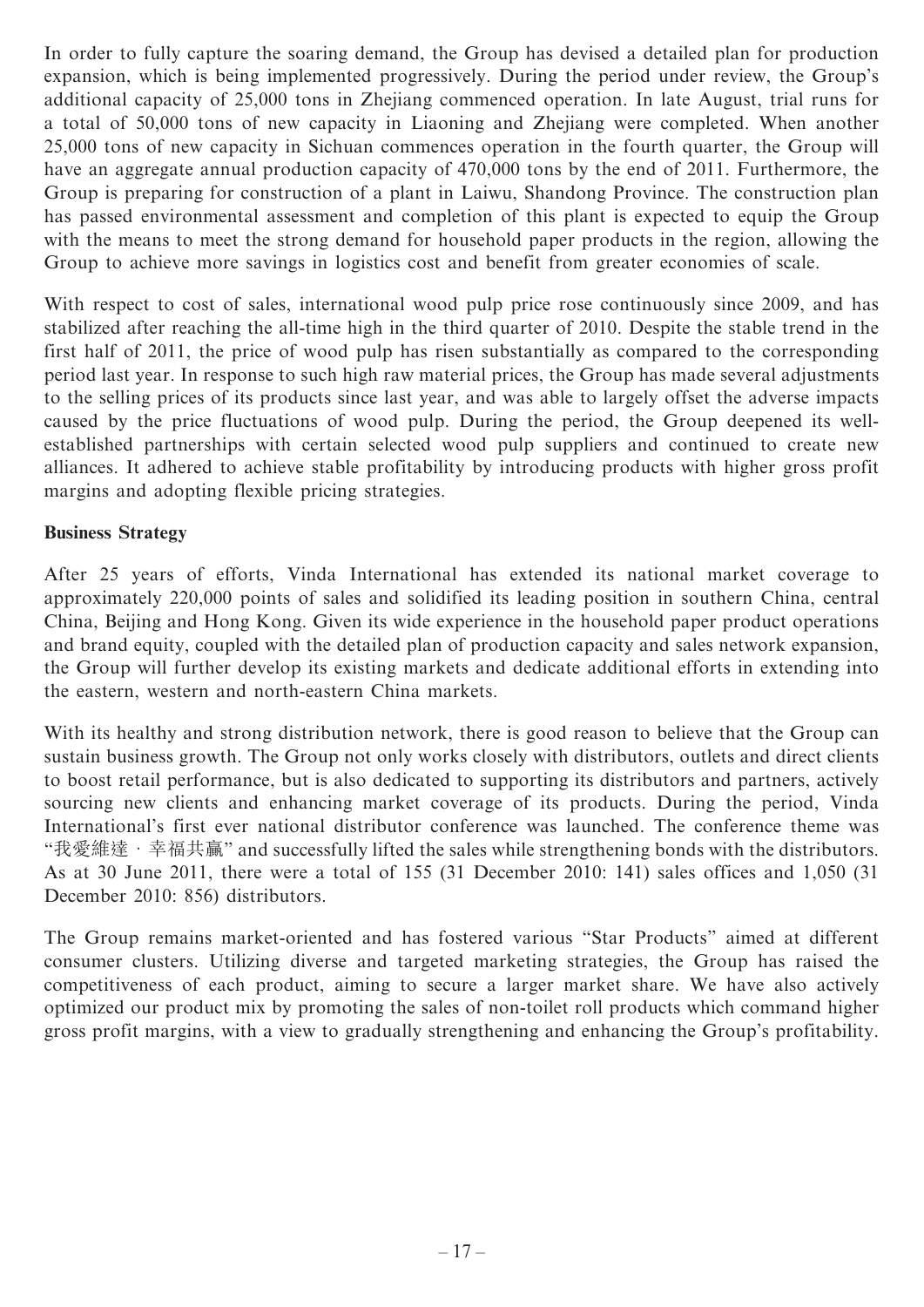In order to fully capture the soaring demand, the Group has devised a detailed plan for production expansion, which is being implemented progressively. During the period under review, the Group's additional capacity of 25,000 tons in Zhejiang commenced operation. In late August, trial runs for a total of 50,000 tons of new capacity in Liaoning and Zhejiang were completed. When another 25,000 tons of new capacity in Sichuan commences operation in the fourth quarter, the Group will have an aggregate annual production capacity of 470,000 tons by the end of 2011. Furthermore, the Group is preparing for construction of a plant in Laiwu, Shandong Province. The construction plan has passed environmental assessment and completion of this plant is expected to equip the Group with the means to meet the strong demand for household paper products in the region, allowing the Group to achieve more savings in logistics cost and benefit from greater economies of scale.

With respect to cost of sales, international wood pulp price rose continuously since 2009, and has stabilized after reaching the all-time high in the third quarter of 2010. Despite the stable trend in the first half of 2011, the price of wood pulp has risen substantially as compared to the corresponding period last year. In response to such high raw material prices, the Group has made several adjustments to the selling prices of its products since last year, and was able to largely offset the adverse impacts caused by the price fluctuations of wood pulp. During the period, the Group deepened its well-established partnerships with certain selected wood pulp suppliers and continued to create new alliances. It adhered to achieve stable profitability by introducing products with higher gross profit margins and adopting flexible pricing strategies.

**Business Strategy**

After 25 years of efforts, Vinda International has extended its national market coverage to approximately 220,000 points of sales and solidified its leading position in southern China, central China, Beijing and Hong Kong. Given its wide experience in the household paper product operations and brand equity, coupled with the detailed plan of production capacity and sales network expansion, the Group will further develop its existing markets and dedicate additional efforts in extending into the eastern, western and north-eastern China markets.

With its healthy and strong distribution network, there is good reason to believe that the Group can sustain business growth. The Group not only works closely with distributors, outlets and direct clients to boost retail performance, but is also dedicated to supporting its distributors and partners, actively sourcing new clients and enhancing market coverage of its products. During the period, Vinda International's first ever national distributor conference was launched. The conference theme was "我愛維達・幸福共贏" and successfully lifted the sales while strengthening bonds with the distributors. As at 30 June 2011, there were a total of 155 (31 December 2010: 141) sales offices and 1,050 (31 December 2010: 856) distributors.

The Group remains market-oriented and has fostered various "Star Products" aimed at different consumer clusters. Utilizing diverse and targeted marketing strategies, the Group has raised the competitiveness of each product, aiming to secure a larger market share. We have also actively optimized our product mix by promoting the sales of non-toilet roll products which command higher gross profit margins, with a view to gradually strengthening and enhancing the Group's profitability.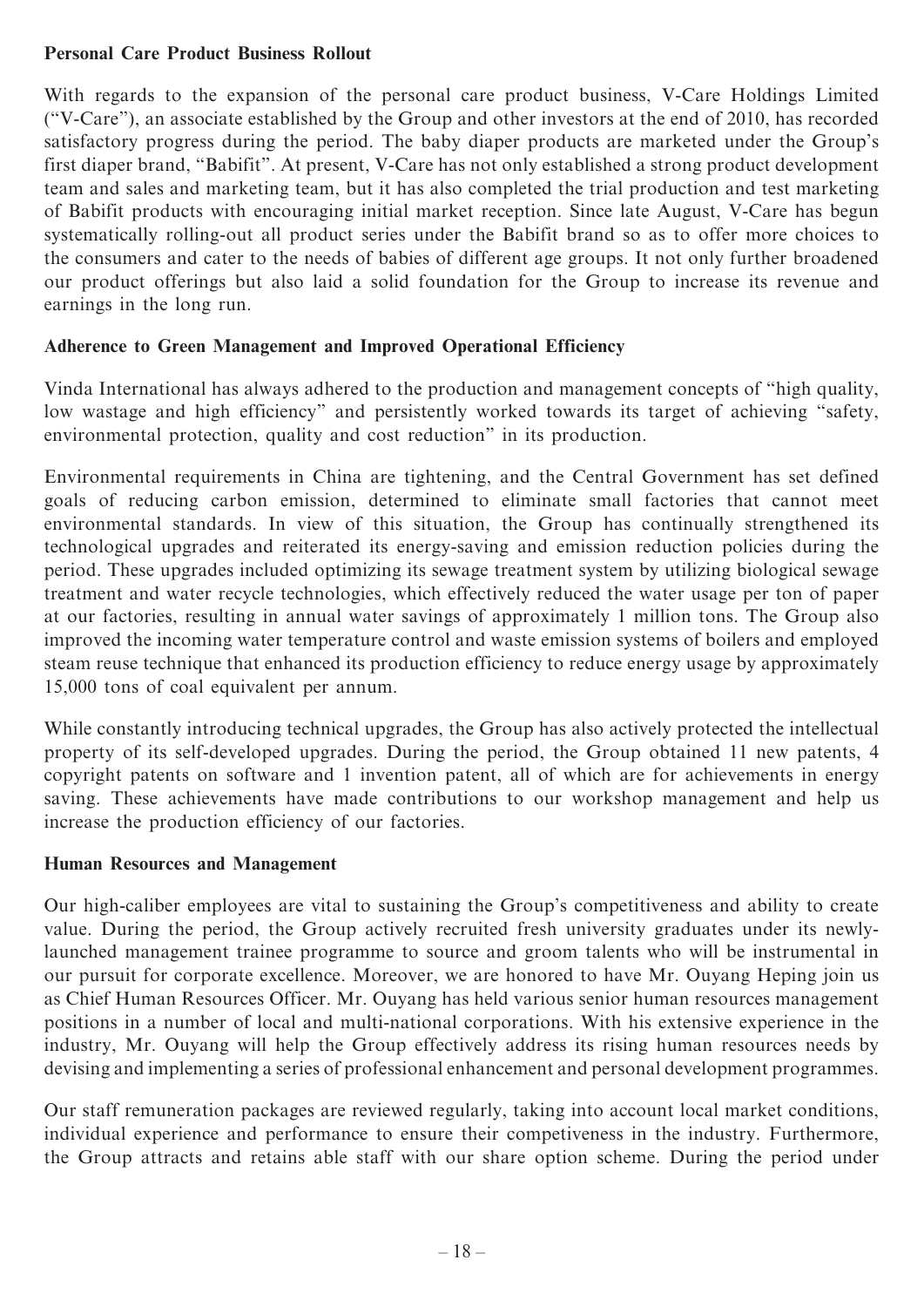**Personal Care Product Business Rollout**

With regards to the expansion of the personal care product business, V-Care Holdings Limited ("V-Care"), an associate established by the Group and other investors at the end of 2010, has recorded satisfactory progress during the period. The baby diaper products are marketed under the Group's first diaper brand, "Babifit". At present, V-Care has not only established a strong product development team and sales and marketing team, but it has also completed the trial production and test marketing of Babifit products with encouraging initial market reception. Since late August, V-Care has begun systematically rolling-out all product series under the Babifit brand so as to offer more choices to the consumers and cater to the needs of babies of different age groups. It not only further broadened our product offerings but also laid a solid foundation for the Group to increase its revenue and earnings in the long run.

**Adherence to Green Management and Improved Operational Efficiency**

Vinda International has always adhered to the production and management concepts of "high quality, low wastage and high efficiency" and persistently worked towards its target of achieving "safety, environmental protection, quality and cost reduction" in its production.

Environmental requirements in China are tightening, and the Central Government has set defined goals of reducing carbon emission, determined to eliminate small factories that cannot meet environmental standards. In view of this situation, the Group has continually strengthened its technological upgrades and reiterated its energy-saving and emission reduction policies during the period. These upgrades included optimizing its sewage treatment system by utilizing biological sewage treatment and water recycle technologies, which effectively reduced the water usage per ton of paper at our factories, resulting in annual water savings of approximately 1 million tons. The Group also improved the incoming water temperature control and waste emission systems of boilers and employed steam reuse technique that enhanced its production efficiency to reduce energy usage by approximately 15,000 tons of coal equivalent per annum.

While constantly introducing technical upgrades, the Group has also actively protected the intellectual property of its self-developed upgrades. During the period, the Group obtained 11 new patents, 4 copyright patents on software and 1 invention patent, all of which are for achievements in energy saving. These achievements have made contributions to our workshop management and help us increase the production efficiency of our factories.

**Human Resources and Management**

Our high-caliber employees are vital to sustaining the Group's competitiveness and ability to create value. During the period, the Group actively recruited fresh university graduates under its newly-launched management trainee programme to source and groom talents who will be instrumental in our pursuit for corporate excellence. Moreover, we are honored to have Mr. Ouyang Heping join us as Chief Human Resources Officer. Mr. Ouyang has held various senior human resources management positions in a number of local and multi-national corporations. With his extensive experience in the industry, Mr. Ouyang will help the Group effectively address its rising human resources needs by devising and implementing a series of professional enhancement and personal development programmes.

Our staff remuneration packages are reviewed regularly, taking into account local market conditions, individual experience and performance to ensure their competiveness in the industry. Furthermore, the Group attracts and retains able staff with our share option scheme. During the period under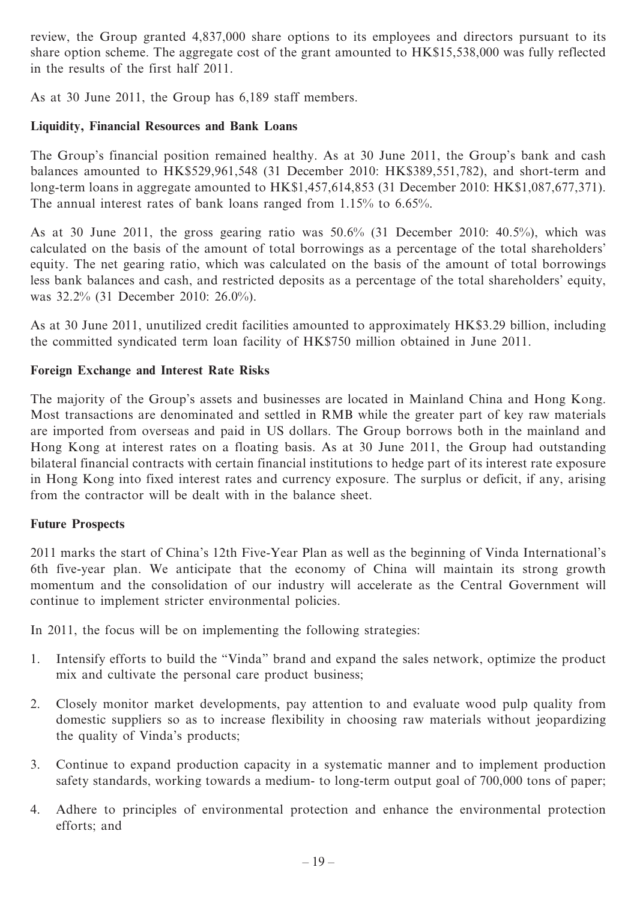review, the Group granted 4,837,000 share options to its employees and directors pursuant to its share option scheme. The aggregate cost of the grant amounted to HK$15,538,000 was fully reflected in the results of the first half 2011.

As at 30 June 2011, the Group has 6,189 staff members.

**Liquidity, Financial Resources and Bank Loans**

The Group's financial position remained healthy. As at 30 June 2011, the Group's bank and cash balances amounted to HK$529,961,548 (31 December 2010: HK$389,551,782), and short-term and long-term loans in aggregate amounted to HK$1,457,614,853 (31 December 2010: HK$1,087,677,371). The annual interest rates of bank loans ranged from 1.15% to 6.65%.

As at 30 June 2011, the gross gearing ratio was 50.6% (31 December 2010: 40.5%), which was calculated on the basis of the amount of total borrowings as a percentage of the total shareholders' equity. The net gearing ratio, which was calculated on the basis of the amount of total borrowings less bank balances and cash, and restricted deposits as a percentage of the total shareholders' equity, was 32.2% (31 December 2010: 26.0%).

As at 30 June 2011, unutilized credit facilities amounted to approximately HK$3.29 billion, including the committed syndicated term loan facility of HK$750 million obtained in June 2011.

**Foreign Exchange and Interest Rate Risks**

The majority of the Group's assets and businesses are located in Mainland China and Hong Kong. Most transactions are denominated and settled in RMB while the greater part of key raw materials are imported from overseas and paid in US dollars. The Group borrows both in the mainland and Hong Kong at interest rates on a floating basis. As at 30 June 2011, the Group had outstanding bilateral financial contracts with certain financial institutions to hedge part of its interest rate exposure in Hong Kong into fixed interest rates and currency exposure. The surplus or deficit, if any, arising from the contractor will be dealt with in the balance sheet.

**Future Prospects**

2011 marks the start of China's 12th Five-Year Plan as well as the beginning of Vinda International's 6th five-year plan. We anticipate that the economy of China will maintain its strong growth momentum and the consolidation of our industry will accelerate as the Central Government will continue to implement stricter environmental policies.

In 2011, the focus will be on implementing the following strategies:

1. Intensify efforts to build the "Vinda" brand and expand the sales network, optimize the product mix and cultivate the personal care product business;

2. Closely monitor market developments, pay attention to and evaluate wood pulp quality from domestic suppliers so as to increase flexibility in choosing raw materials without jeopardizing the quality of Vinda's products;

3. Continue to expand production capacity in a systematic manner and to implement production safety standards, working towards a medium- to long-term output goal of 700,000 tons of paper;

4. Adhere to principles of environmental protection and enhance the environmental protection efforts; and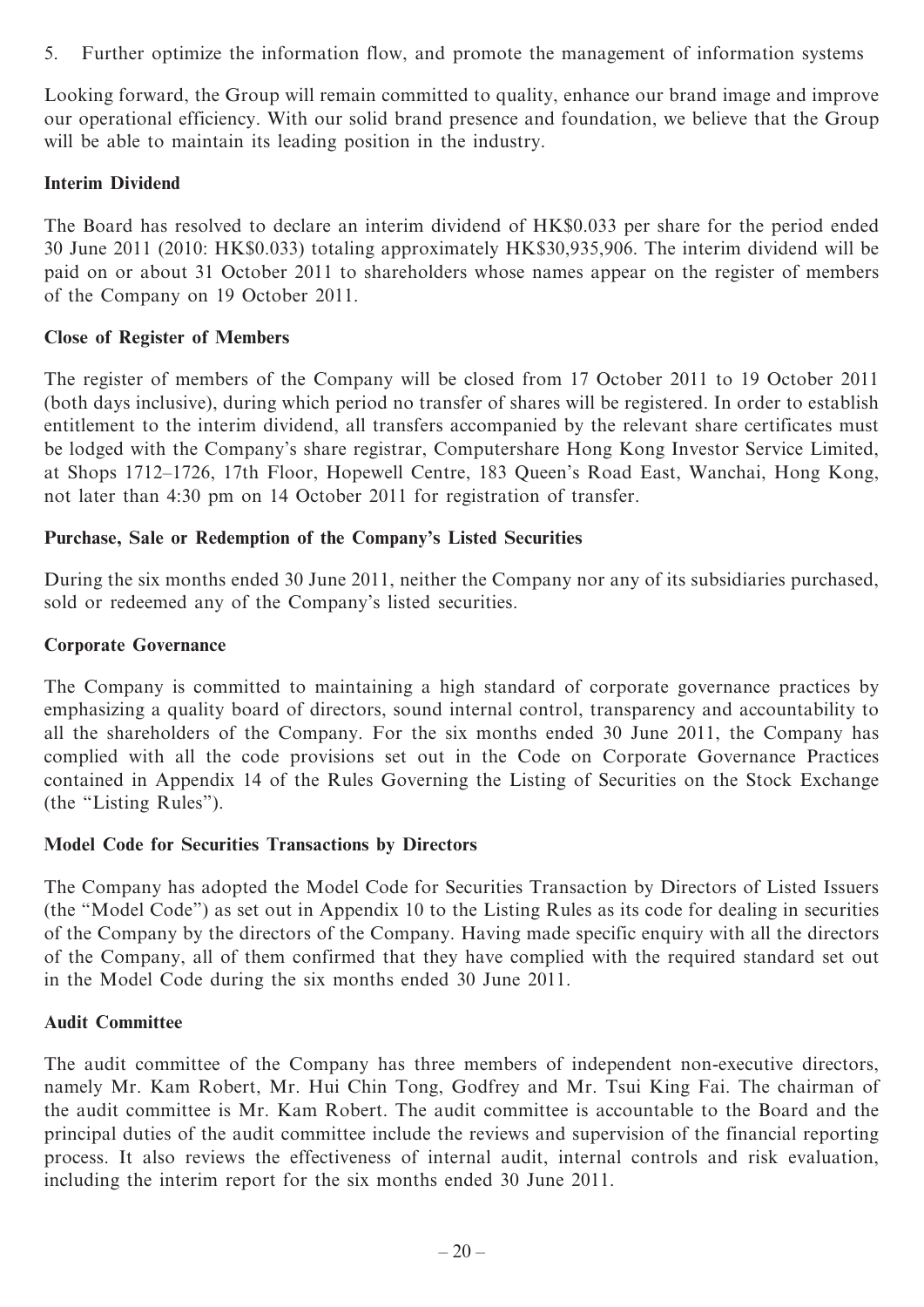5. Further optimize the information flow, and promote the management of information systems

Looking forward, the Group will remain committed to quality, enhance our brand image and improve our operational efficiency. With our solid brand presence and foundation, we believe that the Group will be able to maintain its leading position in the industry.

**Interim Dividend**

The Board has resolved to declare an interim dividend of HK$0.033 per share for the period ended 30 June 2011 (2010: HK$0.033) totaling approximately HK$30,935,906. The interim dividend will be paid on or about 31 October 2011 to shareholders whose names appear on the register of members of the Company on 19 October 2011.

**Close of Register of Members**

The register of members of the Company will be closed from 17 October 2011 to 19 October 2011 (both days inclusive), during which period no transfer of shares will be registered. In order to establish entitlement to the interim dividend, all transfers accompanied by the relevant share certificates must be lodged with the Company's share registrar, Computershare Hong Kong Investor Service Limited, at Shops 1712–1726, 17th Floor, Hopewell Centre, 183 Queen's Road East, Wanchai, Hong Kong, not later than 4:30 pm on 14 October 2011 for registration of transfer.

**Purchase, Sale or Redemption of the Company's Listed Securities**

During the six months ended 30 June 2011, neither the Company nor any of its subsidiaries purchased, sold or redeemed any of the Company's listed securities.

**Corporate Governance**

The Company is committed to maintaining a high standard of corporate governance practices by emphasizing a quality board of directors, sound internal control, transparency and accountability to all the shareholders of the Company. For the six months ended 30 June 2011, the Company has complied with all the code provisions set out in the Code on Corporate Governance Practices contained in Appendix 14 of the Rules Governing the Listing of Securities on the Stock Exchange (the "Listing Rules").

**Model Code for Securities Transactions by Directors**

The Company has adopted the Model Code for Securities Transaction by Directors of Listed Issuers (the "Model Code") as set out in Appendix 10 to the Listing Rules as its code for dealing in securities of the Company by the directors of the Company. Having made specific enquiry with all the directors of the Company, all of them confirmed that they have complied with the required standard set out in the Model Code during the six months ended 30 June 2011.

**Audit Committee**

The audit committee of the Company has three members of independent non-executive directors, namely Mr. Kam Robert, Mr. Hui Chin Tong, Godfrey and Mr. Tsui King Fai. The chairman of the audit committee is Mr. Kam Robert. The audit committee is accountable to the Board and the principal duties of the audit committee include the reviews and supervision of the financial reporting process. It also reviews the effectiveness of internal audit, internal controls and risk evaluation, including the interim report for the six months ended 30 June 2011.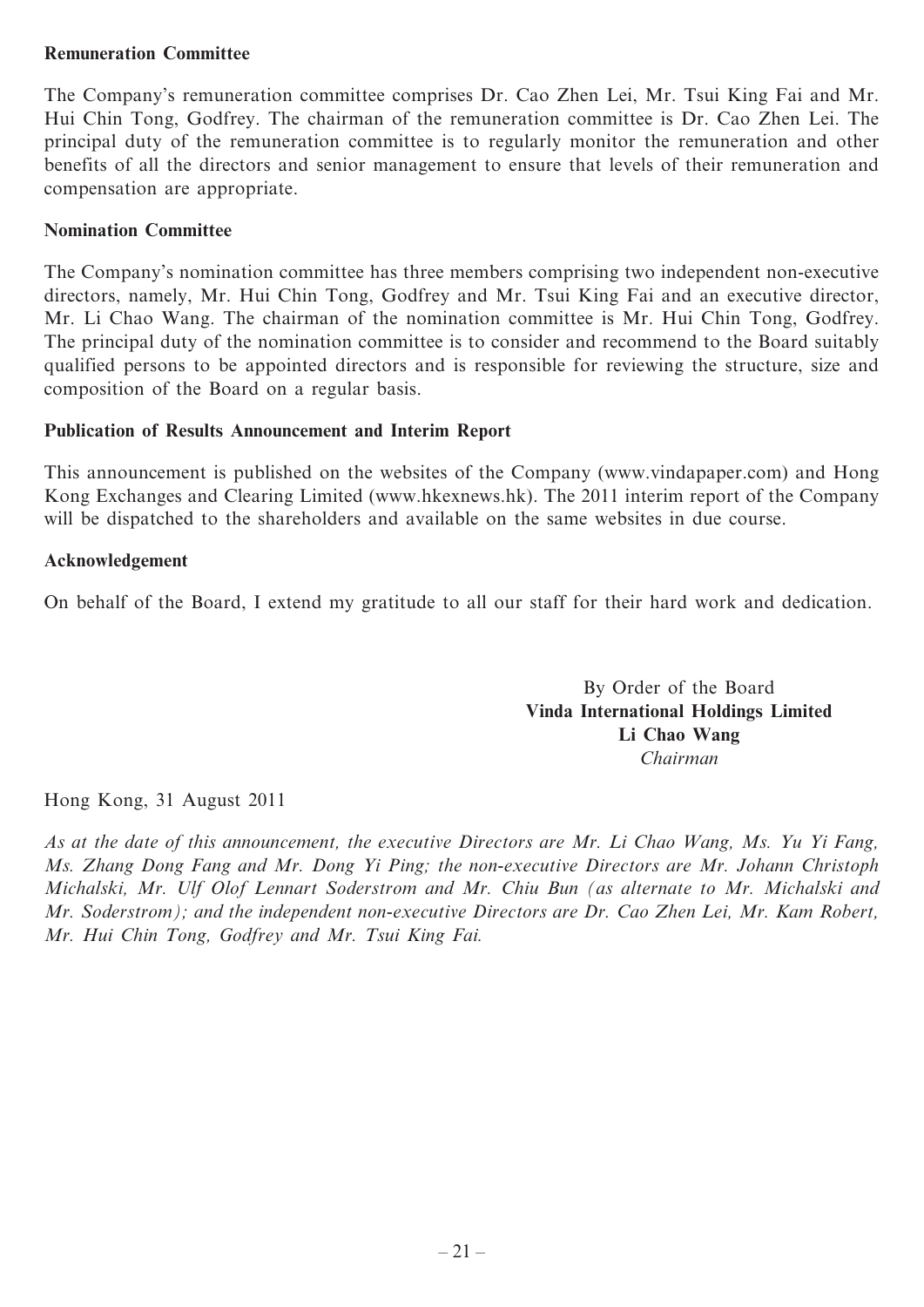**Remuneration Committee**

The Company's remuneration committee comprises Dr. Cao Zhen Lei, Mr. Tsui King Fai and Mr. Hui Chin Tong, Godfrey. The chairman of the remuneration committee is Dr. Cao Zhen Lei. The principal duty of the remuneration committee is to regularly monitor the remuneration and other benefits of all the directors and senior management to ensure that levels of their remuneration and compensation are appropriate.

**Nomination Committee**

The Company's nomination committee has three members comprising two independent non-executive directors, namely, Mr. Hui Chin Tong, Godfrey and Mr. Tsui King Fai and an executive director, Mr. Li Chao Wang. The chairman of the nomination committee is Mr. Hui Chin Tong, Godfrey. The principal duty of the nomination committee is to consider and recommend to the Board suitably qualified persons to be appointed directors and is responsible for reviewing the structure, size and composition of the Board on a regular basis.

**Publication of Results Announcement and Interim Report**

This announcement is published on the websites of the Company (www.vindapaper.com) and Hong Kong Exchanges and Clearing Limited (www.hkexnews.hk). The 2011 interim report of the Company will be dispatched to the shareholders and available on the same websites in due course.

**Acknowledgement**

On behalf of the Board, I extend my gratitude to all our staff for their hard work and dedication.

By Order of the Board
**Vinda International Holdings Limited**
**Li Chao Wang**
*Chairman*

Hong Kong, 31 August 2011

*As at the date of this announcement, the executive Directors are Mr. Li Chao Wang, Ms. Yu Yi Fang, Ms. Zhang Dong Fang and Mr. Dong Yi Ping; the non-executive Directors are Mr. Johann Christoph Michalski, Mr. Ulf Olof Lennart Soderstrom and Mr. Chiu Bun (as alternate to Mr. Michalski and Mr. Soderstrom); and the independent non-executive Directors are Dr. Cao Zhen Lei, Mr. Kam Robert, Mr. Hui Chin Tong, Godfrey and Mr. Tsui King Fai.*